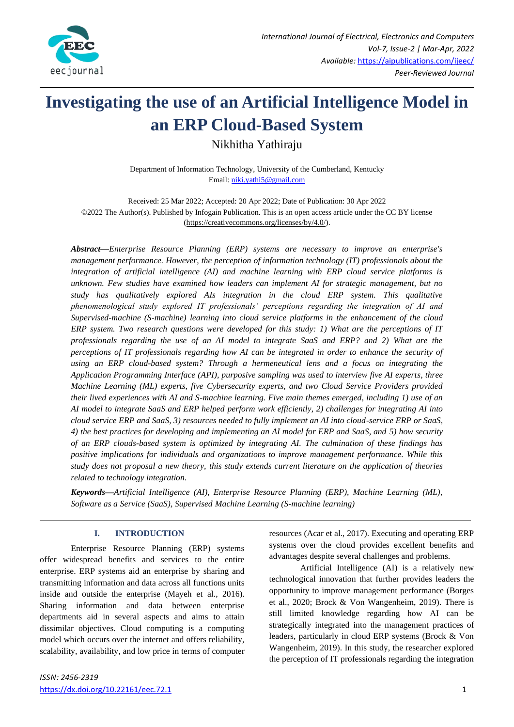# Investigating the use of an Artificial Intelligence Model in an ERP Cloud-Based System

Nikhitha Yathiraju

Department of Information Technology, University of the Cumberland, Kentucky
Email: niki.yathi5@gmail.com

Received: 25 Mar 2022; Accepted: 20 Apr 2022; Date of Publication: 30 Apr 2022
©2022 The Author(s). Published by Infogain Publication. This is an open access article under the CC BY license (https://creativecommons.org/licenses/by/4.0/).

***Abstract*****—***Enterprise Resource Planning (ERP) systems are necessary to improve an enterprise's management performance. However, the perception of information technology (IT) professionals about the integration of artificial intelligence (AI) and machine learning with ERP cloud service platforms is unknown. Few studies have examined how leaders can implement AI for strategic management, but no study has qualitatively explored AIs integration in the cloud ERP system. This qualitative phenomenological study explored IT professionals' perceptions regarding the integration of AI and Supervised-machine (S-machine) learning into cloud service platforms in the enhancement of the cloud ERP system. Two research questions were developed for this study: 1) What are the perceptions of IT professionals regarding the use of an AI model to integrate SaaS and ERP? and 2) What are the perceptions of IT professionals regarding how AI can be integrated in order to enhance the security of using an ERP cloud-based system? Through a hermeneutical lens and a focus on integrating the Application Programming Interface (API), purposive sampling was used to interview five AI experts, three Machine Learning (ML) experts, five Cybersecurity experts, and two Cloud Service Providers provided their lived experiences with AI and S-machine learning. Five main themes emerged, including 1) use of an AI model to integrate SaaS and ERP helped perform work efficiently, 2) challenges for integrating AI into cloud service ERP and SaaS, 3) resources needed to fully implement an AI into cloud-service ERP or SaaS, 4) the best practices for developing and implementing an AI model for ERP and SaaS, and 5) how security of an ERP clouds-based system is optimized by integrating AI. The culmination of these findings has positive implications for individuals and organizations to improve management performance. While this study does not proposal a new theory, this study extends current literature on the application of theories related to technology integration.*

***Keywords*****—***Artificial Intelligence (AI), Enterprise Resource Planning (ERP), Machine Learning (ML), Software as a Service (SaaS), Supervised Machine Learning (S-machine learning)*

## I. INTRODUCTION

Enterprise Resource Planning (ERP) systems offer widespread benefits and services to the entire enterprise. ERP systems aid an enterprise by sharing and transmitting information and data across all functions units inside and outside the enterprise (Mayeh et al., 2016). Sharing information and data between enterprise departments aid in several aspects and aims to attain dissimilar objectives. Cloud computing is a computing model which occurs over the internet and offers reliability, scalability, availability, and low price in terms of computer resources (Acar et al., 2017). Executing and operating ERP systems over the cloud provides excellent benefits and advantages despite several challenges and problems.

Artificial Intelligence (AI) is a relatively new technological innovation that further provides leaders the opportunity to improve management performance (Borges et al., 2020; Brock & Von Wangenheim, 2019). There is still limited knowledge regarding how AI can be strategically integrated into the management practices of leaders, particularly in cloud ERP systems (Brock & Von Wangenheim, 2019). In this study, the researcher explored the perception of IT professionals regarding the integration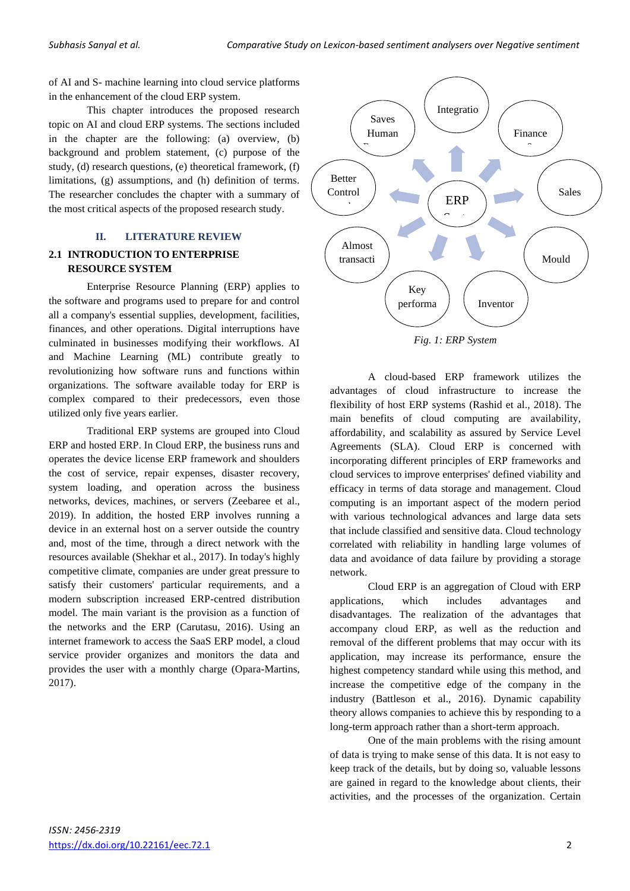of AI and S- machine learning into cloud service platforms in the enhancement of the cloud ERP system.

This chapter introduces the proposed research topic on AI and cloud ERP systems. The sections included in the chapter are the following: (a) overview, (b) background and problem statement, (c) purpose of the study, (d) research questions, (e) theoretical framework, (f) limitations, (g) assumptions, and (h) definition of terms. The researcher concludes the chapter with a summary of the most critical aspects of the proposed research study.

## II. LITERATURE REVIEW

### 2.1 INTRODUCTION TO ENTERPRISE RESOURCE SYSTEM

Enterprise Resource Planning (ERP) applies to the software and programs used to prepare for and control all a company's essential supplies, development, facilities, finances, and other operations. Digital interruptions have culminated in businesses modifying their workflows. AI and Machine Learning (ML) contribute greatly to revolutionizing how software runs and functions within organizations. The software available today for ERP is complex compared to their predecessors, even those utilized only five years earlier.

Traditional ERP systems are grouped into Cloud ERP and hosted ERP. In Cloud ERP, the business runs and operates the device license ERP framework and shoulders the cost of service, repair expenses, disaster recovery, system loading, and operation across the business networks, devices, machines, or servers (Zeebaree et al., 2019). In addition, the hosted ERP involves running a device in an external host on a server outside the country and, most of the time, through a direct network with the resources available (Shekhar et al., 2017). In today's highly competitive climate, companies are under great pressure to satisfy their customers' particular requirements, and a modern subscription increased ERP-centred distribution model. The main variant is the provision as a function of the networks and the ERP (Carutasu, 2016). Using an internet framework to access the SaaS ERP model, a cloud service provider organizes and monitors the data and provides the user with a monthly charge (Opara-Martins, 2017).

ERP

Integratio

Finance

Sales

Mould

Inventor

Key performa

Almost transacti

Better Control

Saves Human

*Fig. 1: ERP System*

A cloud-based ERP framework utilizes the advantages of cloud infrastructure to increase the flexibility of host ERP systems (Rashid et al., 2018). The main benefits of cloud computing are availability, affordability, and scalability as assured by Service Level Agreements (SLA). Cloud ERP is concerned with incorporating different principles of ERP frameworks and cloud services to improve enterprises' defined viability and efficacy in terms of data storage and management. Cloud computing is an important aspect of the modern period with various technological advances and large data sets that include classified and sensitive data. Cloud technology correlated with reliability in handling large volumes of data and avoidance of data failure by providing a storage network.

Cloud ERP is an aggregation of Cloud with ERP applications, which includes advantages and disadvantages. The realization of the advantages that accompany cloud ERP, as well as the reduction and removal of the different problems that may occur with its application, may increase its performance, ensure the highest competency standard while using this method, and increase the competitive edge of the company in the industry (Battleson et al., 2016). Dynamic capability theory allows companies to achieve this by responding to a long-term approach rather than a short-term approach.

One of the main problems with the rising amount of data is trying to make sense of this data. It is not easy to keep track of the details, but by doing so, valuable lessons are gained in regard to the knowledge about clients, their activities, and the processes of the organization. Certain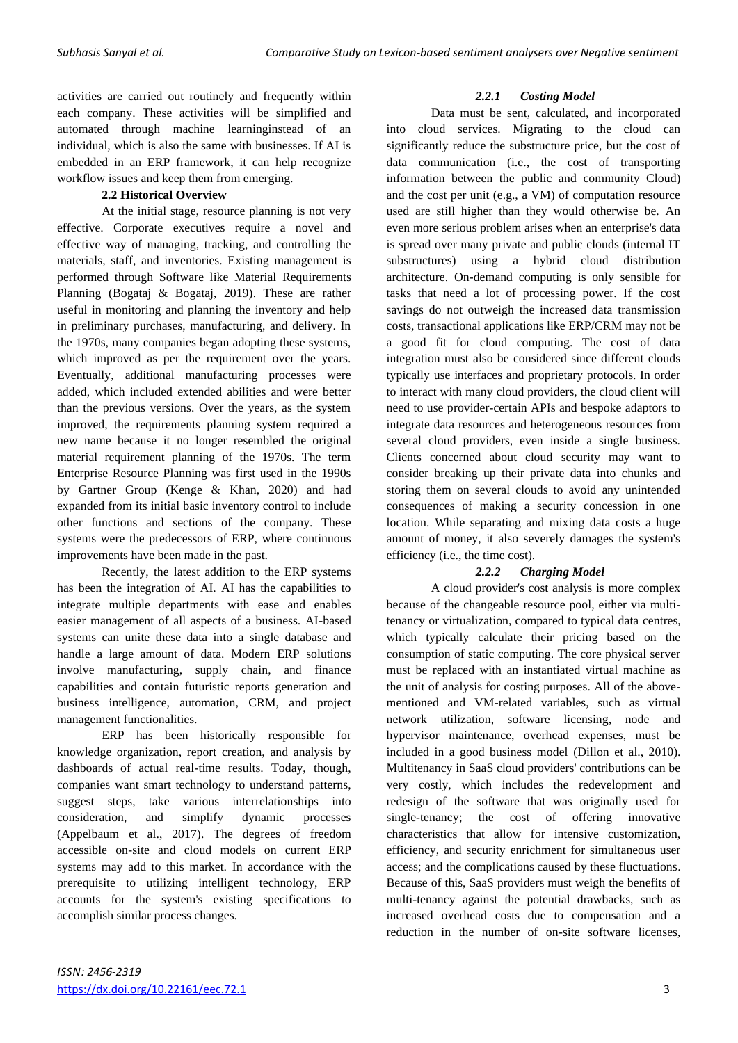activities are carried out routinely and frequently within each company. These activities will be simplified and automated through machine learninginstead of an individual, which is also the same with businesses. If AI is embedded in an ERP framework, it can help recognize workflow issues and keep them from emerging.

### 2.2 Historical Overview

At the initial stage, resource planning is not very effective. Corporate executives require a novel and effective way of managing, tracking, and controlling the materials, staff, and inventories. Existing management is performed through Software like Material Requirements Planning (Bogataj & Bogataj, 2019). These are rather useful in monitoring and planning the inventory and help in preliminary purchases, manufacturing, and delivery. In the 1970s, many companies began adopting these systems, which improved as per the requirement over the years. Eventually, additional manufacturing processes were added, which included extended abilities and were better than the previous versions. Over the years, as the system improved, the requirements planning system required a new name because it no longer resembled the original material requirement planning of the 1970s. The term Enterprise Resource Planning was first used in the 1990s by Gartner Group (Kenge & Khan, 2020) and had expanded from its initial basic inventory control to include other functions and sections of the company. These systems were the predecessors of ERP, where continuous improvements have been made in the past.

Recently, the latest addition to the ERP systems has been the integration of AI. AI has the capabilities to integrate multiple departments with ease and enables easier management of all aspects of a business. AI-based systems can unite these data into a single database and handle a large amount of data. Modern ERP solutions involve manufacturing, supply chain, and finance capabilities and contain futuristic reports generation and business intelligence, automation, CRM, and project management functionalities.

ERP has been historically responsible for knowledge organization, report creation, and analysis by dashboards of actual real-time results. Today, though, companies want smart technology to understand patterns, suggest steps, take various interrelationships into consideration, and simplify dynamic processes (Appelbaum et al., 2017). The degrees of freedom accessible on-site and cloud models on current ERP systems may add to this market. In accordance with the prerequisite to utilizing intelligent technology, ERP accounts for the system's existing specifications to accomplish similar process changes.

#### *2.2.1 Costing Model*

Data must be sent, calculated, and incorporated into cloud services. Migrating to the cloud can significantly reduce the substructure price, but the cost of data communication (i.e., the cost of transporting information between the public and community Cloud) and the cost per unit (e.g., a VM) of computation resource used are still higher than they would otherwise be. An even more serious problem arises when an enterprise's data is spread over many private and public clouds (internal IT substructures) using a hybrid cloud distribution architecture. On-demand computing is only sensible for tasks that need a lot of processing power. If the cost savings do not outweigh the increased data transmission costs, transactional applications like ERP/CRM may not be a good fit for cloud computing. The cost of data integration must also be considered since different clouds typically use interfaces and proprietary protocols. In order to interact with many cloud providers, the cloud client will need to use provider-certain APIs and bespoke adaptors to integrate data resources and heterogeneous resources from several cloud providers, even inside a single business. Clients concerned about cloud security may want to consider breaking up their private data into chunks and storing them on several clouds to avoid any unintended consequences of making a security concession in one location. While separating and mixing data costs a huge amount of money, it also severely damages the system's efficiency (i.e., the time cost).

#### *2.2.2 Charging Model*

A cloud provider's cost analysis is more complex because of the changeable resource pool, either via multi-tenancy or virtualization, compared to typical data centres, which typically calculate their pricing based on the consumption of static computing. The core physical server must be replaced with an instantiated virtual machine as the unit of analysis for costing purposes. All of the above-mentioned and VM-related variables, such as virtual network utilization, software licensing, node and hypervisor maintenance, overhead expenses, must be included in a good business model (Dillon et al., 2010). Multitenancy in SaaS cloud providers' contributions can be very costly, which includes the redevelopment and redesign of the software that was originally used for single-tenancy; the cost of offering innovative characteristics that allow for intensive customization, efficiency, and security enrichment for simultaneous user access; and the complications caused by these fluctuations. Because of this, SaaS providers must weigh the benefits of multi-tenancy against the potential drawbacks, such as increased overhead costs due to compensation and a reduction in the number of on-site software licenses,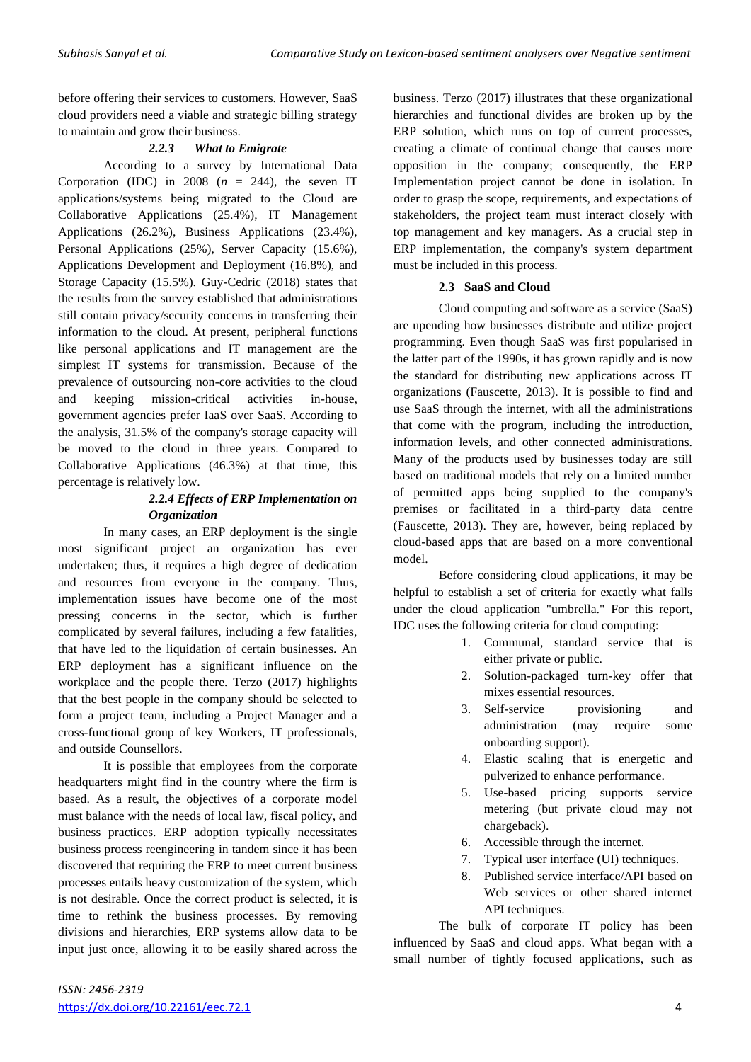before offering their services to customers. However, SaaS cloud providers need a viable and strategic billing strategy to maintain and grow their business.

#### *2.2.3 What to Emigrate*

According to a survey by International Data Corporation (IDC) in 2008 ($n$ = 244), the seven IT applications/systems being migrated to the Cloud are Collaborative Applications (25.4%), IT Management Applications (26.2%), Business Applications (23.4%), Personal Applications (25%), Server Capacity (15.6%), Applications Development and Deployment (16.8%), and Storage Capacity (15.5%). Guy-Cedric (2018) states that the results from the survey established that administrations still contain privacy/security concerns in transferring their information to the cloud. At present, peripheral functions like personal applications and IT management are the simplest IT systems for transmission. Because of the prevalence of outsourcing non-core activities to the cloud and keeping mission-critical activities in-house, government agencies prefer IaaS over SaaS. According to the analysis, 31.5% of the company's storage capacity will be moved to the cloud in three years. Compared to Collaborative Applications (46.3%) at that time, this percentage is relatively low.

#### *2.2.4 Effects of ERP Implementation on Organization*

In many cases, an ERP deployment is the single most significant project an organization has ever undertaken; thus, it requires a high degree of dedication and resources from everyone in the company. Thus, implementation issues have become one of the most pressing concerns in the sector, which is further complicated by several failures, including a few fatalities, that have led to the liquidation of certain businesses. An ERP deployment has a significant influence on the workplace and the people there. Terzo (2017) highlights that the best people in the company should be selected to form a project team, including a Project Manager and a cross-functional group of key Workers, IT professionals, and outside Counsellors.

It is possible that employees from the corporate headquarters might find in the country where the firm is based. As a result, the objectives of a corporate model must balance with the needs of local law, fiscal policy, and business practices. ERP adoption typically necessitates business process reengineering in tandem since it has been discovered that requiring the ERP to meet current business processes entails heavy customization of the system, which is not desirable. Once the correct product is selected, it is time to rethink the business processes. By removing divisions and hierarchies, ERP systems allow data to be input just once, allowing it to be easily shared across the business. Terzo (2017) illustrates that these organizational hierarchies and functional divides are broken up by the ERP solution, which runs on top of current processes, creating a climate of continual change that causes more opposition in the company; consequently, the ERP Implementation project cannot be done in isolation. In order to grasp the scope, requirements, and expectations of stakeholders, the project team must interact closely with top management and key managers. As a crucial step in ERP implementation, the company's system department must be included in this process.

### 2.3 SaaS and Cloud

Cloud computing and software as a service (SaaS) are upending how businesses distribute and utilize project programming. Even though SaaS was first popularised in the latter part of the 1990s, it has grown rapidly and is now the standard for distributing new applications across IT organizations (Fauscette, 2013). It is possible to find and use SaaS through the internet, with all the administrations that come with the program, including the introduction, information levels, and other connected administrations. Many of the products used by businesses today are still based on traditional models that rely on a limited number of permitted apps being supplied to the company's premises or facilitated in a third-party data centre (Fauscette, 2013). They are, however, being replaced by cloud-based apps that are based on a more conventional model.

Before considering cloud applications, it may be helpful to establish a set of criteria for exactly what falls under the cloud application "umbrella." For this report, IDC uses the following criteria for cloud computing:

1. Communal, standard service that is either private or public.
2. Solution-packaged turn-key offer that mixes essential resources.
3. Self-service provisioning and administration (may require some onboarding support).
4. Elastic scaling that is energetic and pulverized to enhance performance.
5. Use-based pricing supports service metering (but private cloud may not chargeback).
6. Accessible through the internet.
7. Typical user interface (UI) techniques.
8. Published service interface/API based on Web services or other shared internet API techniques.

The bulk of corporate IT policy has been influenced by SaaS and cloud apps. What began with a small number of tightly focused applications, such as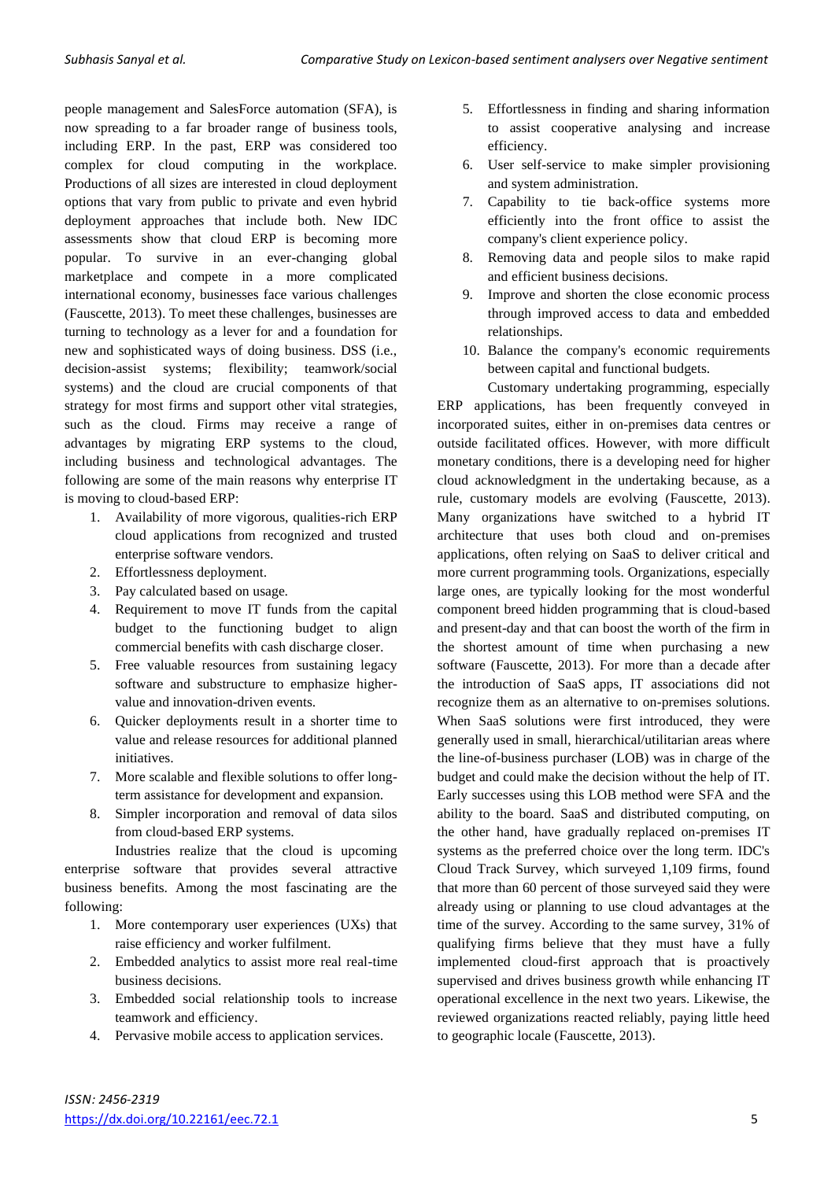people management and SalesForce automation (SFA), is now spreading to a far broader range of business tools, including ERP. In the past, ERP was considered too complex for cloud computing in the workplace. Productions of all sizes are interested in cloud deployment options that vary from public to private and even hybrid deployment approaches that include both. New IDC assessments show that cloud ERP is becoming more popular. To survive in an ever-changing global marketplace and compete in a more complicated international economy, businesses face various challenges (Fauscette, 2013). To meet these challenges, businesses are turning to technology as a lever for and a foundation for new and sophisticated ways of doing business. DSS (i.e., decision-assist systems; flexibility; teamwork/social systems) and the cloud are crucial components of that strategy for most firms and support other vital strategies, such as the cloud. Firms may receive a range of advantages by migrating ERP systems to the cloud, including business and technological advantages. The following are some of the main reasons why enterprise IT is moving to cloud-based ERP:

1. Availability of more vigorous, qualities-rich ERP cloud applications from recognized and trusted enterprise software vendors.
2. Effortlessness deployment.
3. Pay calculated based on usage.
4. Requirement to move IT funds from the capital budget to the functioning budget to align commercial benefits with cash discharge closer.
5. Free valuable resources from sustaining legacy software and substructure to emphasize higher-value and innovation-driven events.
6. Quicker deployments result in a shorter time to value and release resources for additional planned initiatives.
7. More scalable and flexible solutions to offer long-term assistance for development and expansion.
8. Simpler incorporation and removal of data silos from cloud-based ERP systems.

Industries realize that the cloud is upcoming enterprise software that provides several attractive business benefits. Among the most fascinating are the following:

1. More contemporary user experiences (UXs) that raise efficiency and worker fulfilment.
2. Embedded analytics to assist more real real-time business decisions.
3. Embedded social relationship tools to increase teamwork and efficiency.
4. Pervasive mobile access to application services.
5. Effortlessness in finding and sharing information to assist cooperative analysing and increase efficiency.
6. User self-service to make simpler provisioning and system administration.
7. Capability to tie back-office systems more efficiently into the front office to assist the company's client experience policy.
8. Removing data and people silos to make rapid and efficient business decisions.
9. Improve and shorten the close economic process through improved access to data and embedded relationships.
10. Balance the company's economic requirements between capital and functional budgets.

Customary undertaking programming, especially ERP applications, has been frequently conveyed in incorporated suites, either in on-premises data centres or outside facilitated offices. However, with more difficult monetary conditions, there is a developing need for higher cloud acknowledgment in the undertaking because, as a rule, customary models are evolving (Fauscette, 2013). Many organizations have switched to a hybrid IT architecture that uses both cloud and on-premises applications, often relying on SaaS to deliver critical and more current programming tools. Organizations, especially large ones, are typically looking for the most wonderful component breed hidden programming that is cloud-based and present-day and that can boost the worth of the firm in the shortest amount of time when purchasing a new software (Fauscette, 2013). For more than a decade after the introduction of SaaS apps, IT associations did not recognize them as an alternative to on-premises solutions. When SaaS solutions were first introduced, they were generally used in small, hierarchical/utilitarian areas where the line-of-business purchaser (LOB) was in charge of the budget and could make the decision without the help of IT. Early successes using this LOB method were SFA and the ability to the board. SaaS and distributed computing, on the other hand, have gradually replaced on-premises IT systems as the preferred choice over the long term. IDC's Cloud Track Survey, which surveyed 1,109 firms, found that more than 60 percent of those surveyed said they were already using or planning to use cloud advantages at the time of the survey. According to the same survey, 31% of qualifying firms believe that they must have a fully implemented cloud-first approach that is proactively supervised and drives business growth while enhancing IT operational excellence in the next two years. Likewise, the reviewed organizations reacted reliably, paying little heed to geographic locale (Fauscette, 2013).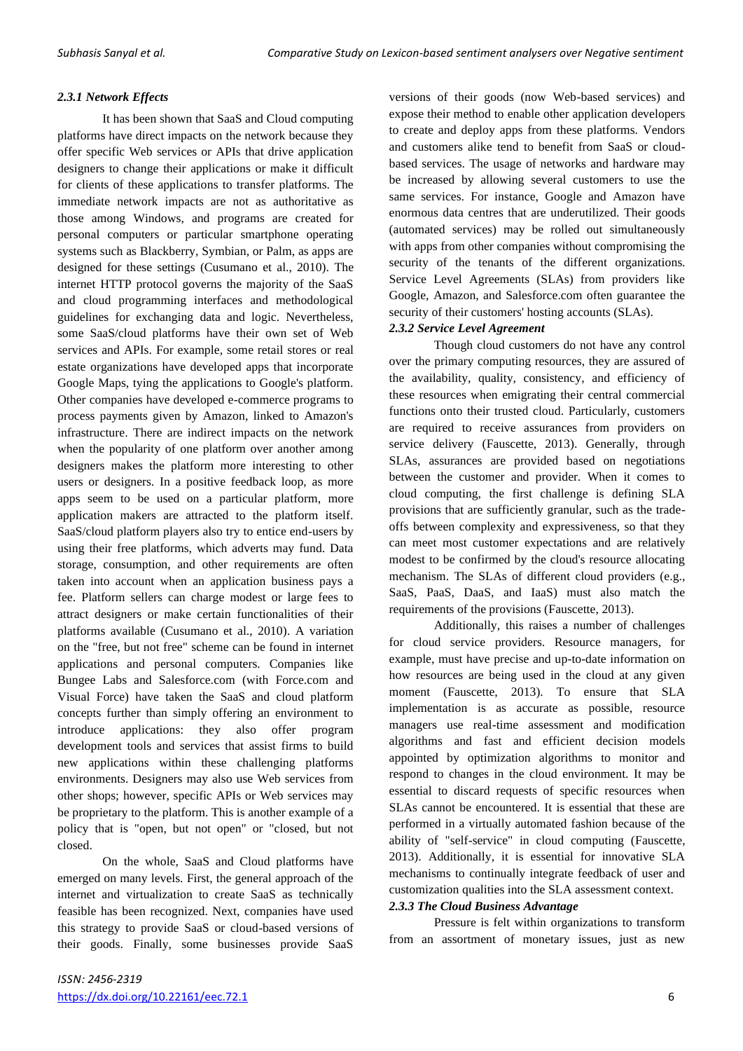#### *2.3.1 Network Effects*

It has been shown that SaaS and Cloud computing platforms have direct impacts on the network because they offer specific Web services or APIs that drive application designers to change their applications or make it difficult for clients of these applications to transfer platforms. The immediate network impacts are not as authoritative as those among Windows, and programs are created for personal computers or particular smartphone operating systems such as Blackberry, Symbian, or Palm, as apps are designed for these settings (Cusumano et al., 2010). The internet HTTP protocol governs the majority of the SaaS and cloud programming interfaces and methodological guidelines for exchanging data and logic. Nevertheless, some SaaS/cloud platforms have their own set of Web services and APIs. For example, some retail stores or real estate organizations have developed apps that incorporate Google Maps, tying the applications to Google's platform. Other companies have developed e-commerce programs to process payments given by Amazon, linked to Amazon's infrastructure. There are indirect impacts on the network when the popularity of one platform over another among designers makes the platform more interesting to other users or designers. In a positive feedback loop, as more apps seem to be used on a particular platform, more application makers are attracted to the platform itself. SaaS/cloud platform players also try to entice end-users by using their free platforms, which adverts may fund. Data storage, consumption, and other requirements are often taken into account when an application business pays a fee. Platform sellers can charge modest or large fees to attract designers or make certain functionalities of their platforms available (Cusumano et al., 2010). A variation on the "free, but not free" scheme can be found in internet applications and personal computers. Companies like Bungee Labs and Salesforce.com (with Force.com and Visual Force) have taken the SaaS and cloud platform concepts further than simply offering an environment to introduce applications: they also offer program development tools and services that assist firms to build new applications within these challenging platforms environments. Designers may also use Web services from other shops; however, specific APIs or Web services may be proprietary to the platform. This is another example of a policy that is "open, but not open" or "closed, but not closed.

On the whole, SaaS and Cloud platforms have emerged on many levels. First, the general approach of the internet and virtualization to create SaaS as technically feasible has been recognized. Next, companies have used this strategy to provide SaaS or cloud-based versions of their goods. Finally, some businesses provide SaaS versions of their goods (now Web-based services) and expose their method to enable other application developers to create and deploy apps from these platforms. Vendors and customers alike tend to benefit from SaaS or cloud-based services. The usage of networks and hardware may be increased by allowing several customers to use the same services. For instance, Google and Amazon have enormous data centres that are underutilized. Their goods (automated services) may be rolled out simultaneously with apps from other companies without compromising the security of the tenants of the different organizations. Service Level Agreements (SLAs) from providers like Google, Amazon, and Salesforce.com often guarantee the security of their customers' hosting accounts (SLAs).

#### *2.3.2 Service Level Agreement*

Though cloud customers do not have any control over the primary computing resources, they are assured of the availability, quality, consistency, and efficiency of these resources when emigrating their central commercial functions onto their trusted cloud. Particularly, customers are required to receive assurances from providers on service delivery (Fauscette, 2013). Generally, through SLAs, assurances are provided based on negotiations between the customer and provider. When it comes to cloud computing, the first challenge is defining SLA provisions that are sufficiently granular, such as the trade-offs between complexity and expressiveness, so that they can meet most customer expectations and are relatively modest to be confirmed by the cloud's resource allocating mechanism. The SLAs of different cloud providers (e.g., SaaS, PaaS, DaaS, and IaaS) must also match the requirements of the provisions (Fauscette, 2013).

Additionally, this raises a number of challenges for cloud service providers. Resource managers, for example, must have precise and up-to-date information on how resources are being used in the cloud at any given moment (Fauscette, 2013). To ensure that SLA implementation is as accurate as possible, resource managers use real-time assessment and modification algorithms and fast and efficient decision models appointed by optimization algorithms to monitor and respond to changes in the cloud environment. It may be essential to discard requests of specific resources when SLAs cannot be encountered. It is essential that these are performed in a virtually automated fashion because of the ability of "self-service" in cloud computing (Fauscette, 2013). Additionally, it is essential for innovative SLA mechanisms to continually integrate feedback of user and customization qualities into the SLA assessment context.

#### *2.3.3 The Cloud Business Advantage*

Pressure is felt within organizations to transform from an assortment of monetary issues, just as new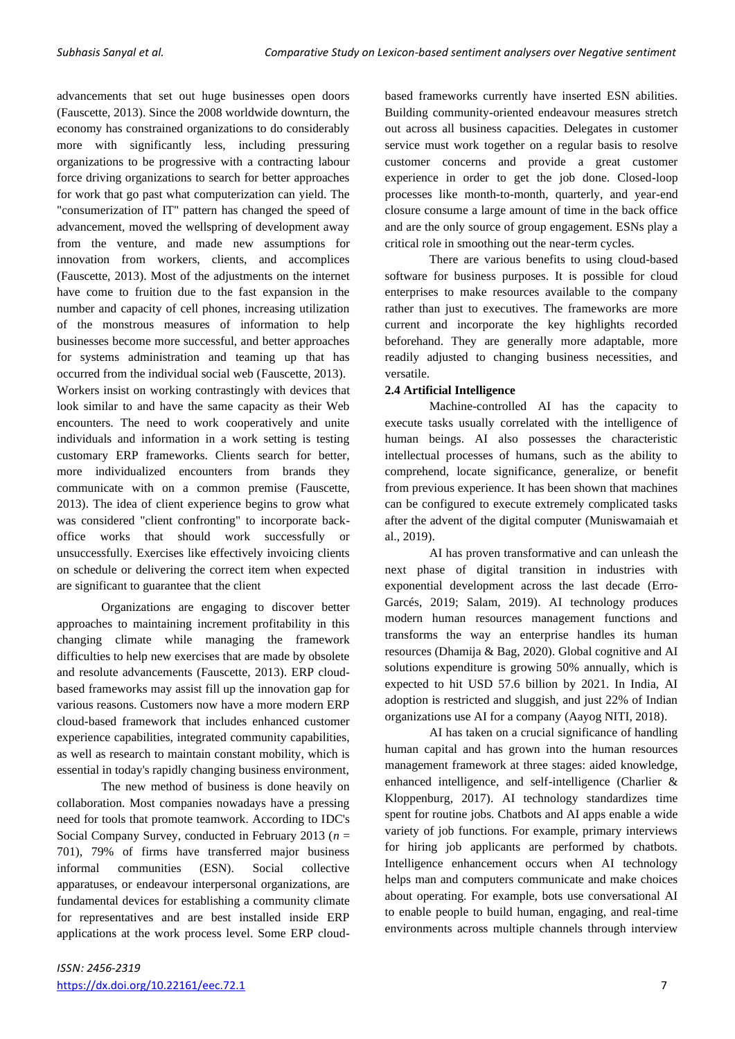advancements that set out huge businesses open doors (Fauscette, 2013). Since the 2008 worldwide downturn, the economy has constrained organizations to do considerably more with significantly less, including pressuring organizations to be progressive with a contracting labour force driving organizations to search for better approaches for work that go past what computerization can yield. The "consumerization of IT" pattern has changed the speed of advancement, moved the wellspring of development away from the venture, and made new assumptions for innovation from workers, clients, and accomplices (Fauscette, 2013). Most of the adjustments on the internet have come to fruition due to the fast expansion in the number and capacity of cell phones, increasing utilization of the monstrous measures of information to help businesses become more successful, and better approaches for systems administration and teaming up that has occurred from the individual social web (Fauscette, 2013). Workers insist on working contrastingly with devices that look similar to and have the same capacity as their Web encounters. The need to work cooperatively and unite individuals and information in a work setting is testing customary ERP frameworks. Clients search for better, more individualized encounters from brands they communicate with on a common premise (Fauscette, 2013). The idea of client experience begins to grow what was considered "client confronting" to incorporate back-office works that should work successfully or unsuccessfully. Exercises like effectively invoicing clients on schedule or delivering the correct item when expected are significant to guarantee that the client

Organizations are engaging to discover better approaches to maintaining increment profitability in this changing climate while managing the framework difficulties to help new exercises that are made by obsolete and resolute advancements (Fauscette, 2013). ERP cloud-based frameworks may assist fill up the innovation gap for various reasons. Customers now have a more modern ERP cloud-based framework that includes enhanced customer experience capabilities, integrated community capabilities, as well as research to maintain constant mobility, which is essential in today's rapidly changing business environment,

The new method of business is done heavily on collaboration. Most companies nowadays have a pressing need for tools that promote teamwork. According to IDC's Social Company Survey, conducted in February 2013 ($n$ = 701), 79% of firms have transferred major business informal communities (ESN). Social collective apparatuses, or endeavour interpersonal organizations, are fundamental devices for establishing a community climate for representatives and are best installed inside ERP applications at the work process level. Some ERP cloud-based frameworks currently have inserted ESN abilities. Building community-oriented endeavour measures stretch out across all business capacities. Delegates in customer service must work together on a regular basis to resolve customer concerns and provide a great customer experience in order to get the job done. Closed-loop processes like month-to-month, quarterly, and year-end closure consume a large amount of time in the back office and are the only source of group engagement. ESNs play a critical role in smoothing out the near-term cycles.

There are various benefits to using cloud-based software for business purposes. It is possible for cloud enterprises to make resources available to the company rather than just to executives. The frameworks are more current and incorporate the key highlights recorded beforehand. They are generally more adaptable, more readily adjusted to changing business necessities, and versatile.

### 2.4 Artificial Intelligence

Machine-controlled AI has the capacity to execute tasks usually correlated with the intelligence of human beings. AI also possesses the characteristic intellectual processes of humans, such as the ability to comprehend, locate significance, generalize, or benefit from previous experience. It has been shown that machines can be configured to execute extremely complicated tasks after the advent of the digital computer (Muniswamaiah et al., 2019).

AI has proven transformative and can unleash the next phase of digital transition in industries with exponential development across the last decade (Erro-Garcés, 2019; Salam, 2019). AI technology produces modern human resources management functions and transforms the way an enterprise handles its human resources (Dhamija & Bag, 2020). Global cognitive and AI solutions expenditure is growing 50% annually, which is expected to hit USD 57.6 billion by 2021. In India, AI adoption is restricted and sluggish, and just 22% of Indian organizations use AI for a company (Aayog NITI, 2018).

AI has taken on a crucial significance of handling human capital and has grown into the human resources management framework at three stages: aided knowledge, enhanced intelligence, and self-intelligence (Charlier & Kloppenburg, 2017). AI technology standardizes time spent for routine jobs. Chatbots and AI apps enable a wide variety of job functions. For example, primary interviews for hiring job applicants are performed by chatbots. Intelligence enhancement occurs when AI technology helps man and computers communicate and make choices about operating. For example, bots use conversational AI to enable people to build human, engaging, and real-time environments across multiple channels through interview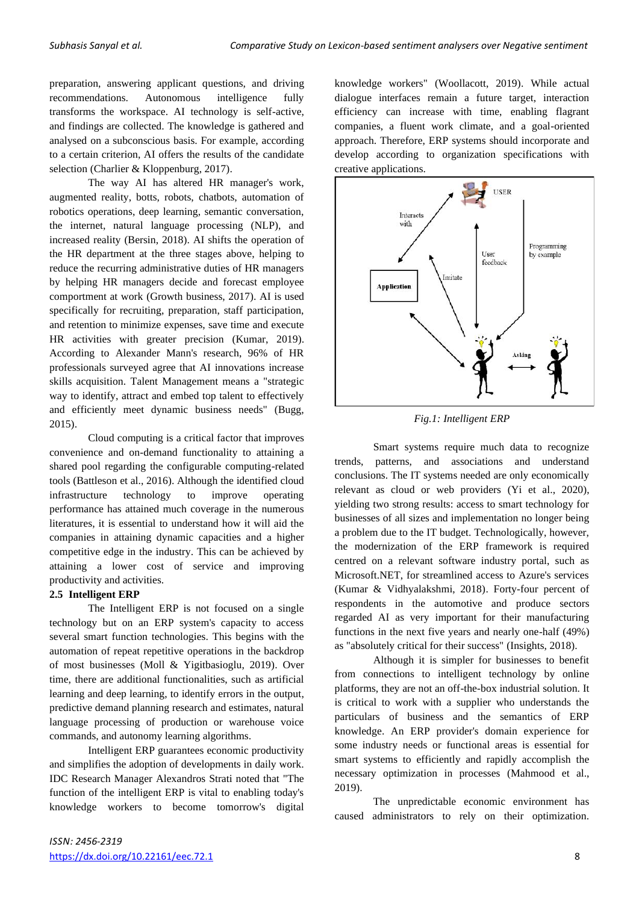preparation, answering applicant questions, and driving recommendations. Autonomous intelligence fully transforms the workspace. AI technology is self-active, and findings are collected. The knowledge is gathered and analysed on a subconscious basis. For example, according to a certain criterion, AI offers the results of the candidate selection (Charlier & Kloppenburg, 2017).

The way AI has altered HR manager's work, augmented reality, botts, robots, chatbots, automation of robotics operations, deep learning, semantic conversation, the internet, natural language processing (NLP), and increased reality (Bersin, 2018). AI shifts the operation of the HR department at the three stages above, helping to reduce the recurring administrative duties of HR managers by helping HR managers decide and forecast employee comportment at work (Growth business, 2017). AI is used specifically for recruiting, preparation, staff participation, and retention to minimize expenses, save time and execute HR activities with greater precision (Kumar, 2019). According to Alexander Mann's research, 96% of HR professionals surveyed agree that AI innovations increase skills acquisition. Talent Management means a "strategic way to identify, attract and embed top talent to effectively and efficiently meet dynamic business needs" (Bugg, 2015).

Cloud computing is a critical factor that improves convenience and on-demand functionality to attaining a shared pool regarding the configurable computing-related tools (Battleson et al., 2016). Although the identified cloud infrastructure technology to improve operating performance has attained much coverage in the numerous literatures, it is essential to understand how it will aid the companies in attaining dynamic capacities and a higher competitive edge in the industry. This can be achieved by attaining a lower cost of service and improving productivity and activities.

### 2.5 Intelligent ERP

The Intelligent ERP is not focused on a single technology but on an ERP system's capacity to access several smart function technologies. This begins with the automation of repeat repetitive operations in the backdrop of most businesses (Moll & Yigitbasioglu, 2019). Over time, there are additional functionalities, such as artificial learning and deep learning, to identify errors in the output, predictive demand planning research and estimates, natural language processing of production or warehouse voice commands, and autonomy learning algorithms.

Intelligent ERP guarantees economic productivity and simplifies the adoption of developments in daily work. IDC Research Manager Alexandros Strati noted that "The function of the intelligent ERP is vital to enabling today's knowledge workers to become tomorrow's digital knowledge workers" (Woollacott, 2019). While actual dialogue interfaces remain a future target, interaction efficiency can increase with time, enabling flagrant companies, a fluent work climate, and a goal-oriented approach. Therefore, ERP systems should incorporate and develop according to organization specifications with creative applications.

*Fig.1: Intelligent ERP*

Smart systems require much data to recognize trends, patterns, and associations and understand conclusions. The IT systems needed are only economically relevant as cloud or web providers (Yi et al., 2020), yielding two strong results: access to smart technology for businesses of all sizes and implementation no longer being a problem due to the IT budget. Technologically, however, the modernization of the ERP framework is required centred on a relevant software industry portal, such as Microsoft.NET, for streamlined access to Azure's services (Kumar & Vidhyalakshmi, 2018). Forty-four percent of respondents in the automotive and produce sectors regarded AI as very important for their manufacturing functions in the next five years and nearly one-half (49%) as "absolutely critical for their success" (Insights, 2018).

Although it is simpler for businesses to benefit from connections to intelligent technology by online platforms, they are not an off-the-box industrial solution. It is critical to work with a supplier who understands the particulars of business and the semantics of ERP knowledge. An ERP provider's domain experience for some industry needs or functional areas is essential for smart systems to efficiently and rapidly accomplish the necessary optimization in processes (Mahmood et al., 2019).

The unpredictable economic environment has caused administrators to rely on their optimization.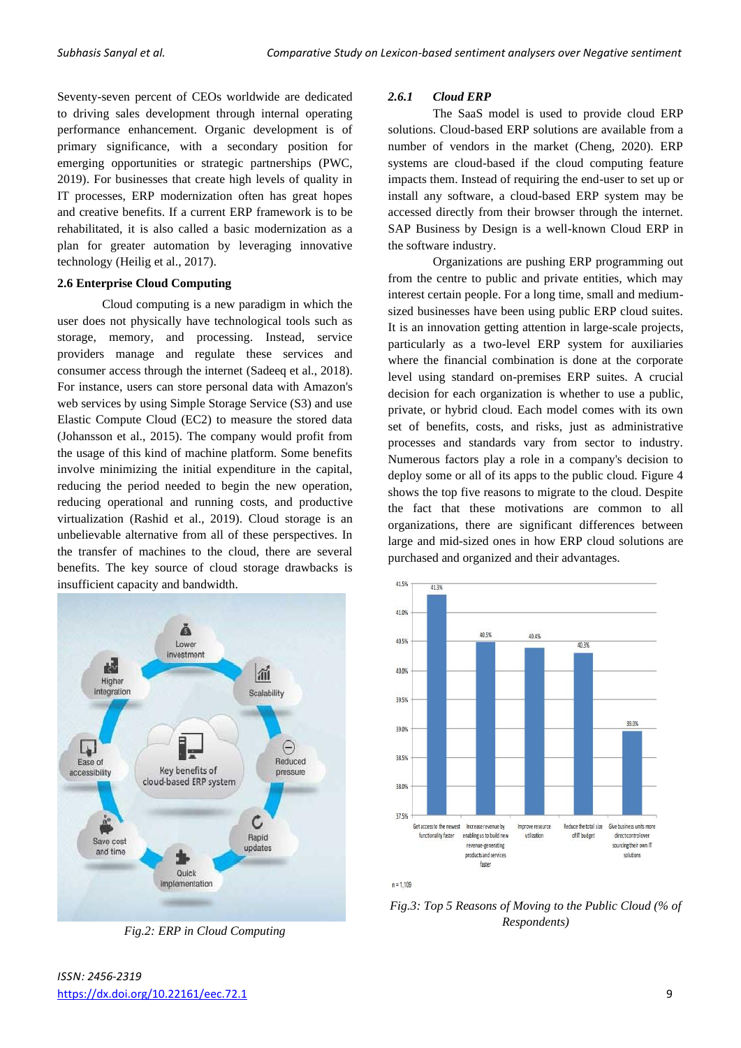Seventy-seven percent of CEOs worldwide are dedicated to driving sales development through internal operating performance enhancement. Organic development is of primary significance, with a secondary position for emerging opportunities or strategic partnerships (PWC, 2019). For businesses that create high levels of quality in IT processes, ERP modernization often has great hopes and creative benefits. If a current ERP framework is to be rehabilitated, it is also called a basic modernization as a plan for greater automation by leveraging innovative technology (Heilig et al., 2017).

### 2.6 Enterprise Cloud Computing

Cloud computing is a new paradigm in which the user does not physically have technological tools such as storage, memory, and processing. Instead, service providers manage and regulate these services and consumer access through the internet (Sadeeq et al., 2018). For instance, users can store personal data with Amazon's web services by using Simple Storage Service (S3) and use Elastic Compute Cloud (EC2) to measure the stored data (Johansson et al., 2015). The company would profit from the usage of this kind of machine platform. Some benefits involve minimizing the initial expenditure in the capital, reducing the period needed to begin the new operation, reducing operational and running costs, and productive virtualization (Rashid et al., 2019). Cloud storage is an unbelievable alternative from all of these perspectives. In the transfer of machines to the cloud, there are several benefits. The key source of cloud storage drawbacks is insufficient capacity and bandwidth.

*Fig.2: ERP in Cloud Computing*

#### *2.6.1 Cloud ERP*

The SaaS model is used to provide cloud ERP solutions. Cloud-based ERP solutions are available from a number of vendors in the market (Cheng, 2020). ERP systems are cloud-based if the cloud computing feature impacts them. Instead of requiring the end-user to set up or install any software, a cloud-based ERP system may be accessed directly from their browser through the internet. SAP Business by Design is a well-known Cloud ERP in the software industry.

Organizations are pushing ERP programming out from the centre to public and private entities, which may interest certain people. For a long time, small and medium-sized businesses have been using public ERP cloud suites. It is an innovation getting attention in large-scale projects, particularly as a two-level ERP system for auxiliaries where the financial combination is done at the corporate level using standard on-premises ERP suites. A crucial decision for each organization is whether to use a public, private, or hybrid cloud. Each model comes with its own set of benefits, costs, and risks, just as administrative processes and standards vary from sector to industry. Numerous factors play a role in a company's decision to deploy some or all of its apps to the public cloud. Figure 4 shows the top five reasons to migrate to the cloud. Despite the fact that these motivations are common to all organizations, there are significant differences between large and mid-sized ones in how ERP cloud solutions are purchased and organized and their advantages.

*Fig.3: Top 5 Reasons of Moving to the Public Cloud (% of Respondents)*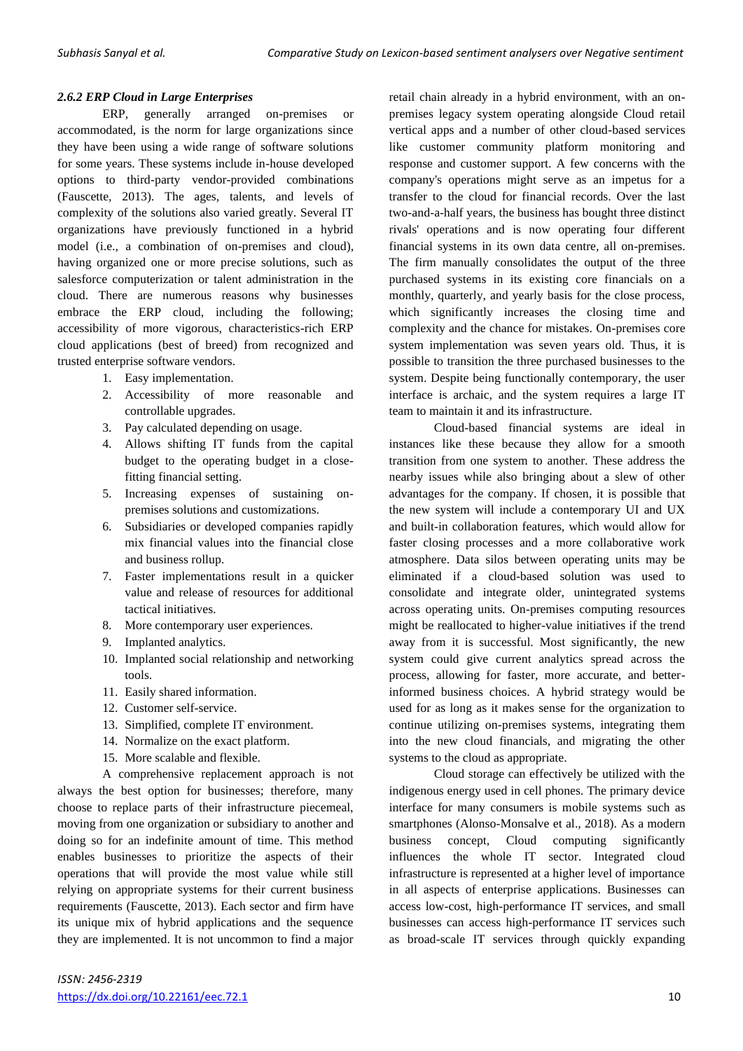### *2.6.2 ERP Cloud in Large Enterprises*

ERP, generally arranged on-premises or accommodated, is the norm for large organizations since they have been using a wide range of software solutions for some years. These systems include in-house developed options to third-party vendor-provided combinations (Fauscette, 2013). The ages, talents, and levels of complexity of the solutions also varied greatly. Several IT organizations have previously functioned in a hybrid model (i.e., a combination of on-premises and cloud), having organized one or more precise solutions, such as salesforce computerization or talent administration in the cloud. There are numerous reasons why businesses embrace the ERP cloud, including the following; accessibility of more vigorous, characteristics-rich ERP cloud applications (best of breed) from recognized and trusted enterprise software vendors.

1. Easy implementation.
2. Accessibility of more reasonable and controllable upgrades.
3. Pay calculated depending on usage.
4. Allows shifting IT funds from the capital budget to the operating budget in a close-fitting financial setting.
5. Increasing expenses of sustaining on-premises solutions and customizations.
6. Subsidiaries or developed companies rapidly mix financial values into the financial close and business rollup.
7. Faster implementations result in a quicker value and release of resources for additional tactical initiatives.
8. More contemporary user experiences.
9. Implanted analytics.
10. Implanted social relationship and networking tools.
11. Easily shared information.
12. Customer self-service.
13. Simplified, complete IT environment.
14. Normalize on the exact platform.
15. More scalable and flexible.

A comprehensive replacement approach is not always the best option for businesses; therefore, many choose to replace parts of their infrastructure piecemeal, moving from one organization or subsidiary to another and doing so for an indefinite amount of time. This method enables businesses to prioritize the aspects of their operations that will provide the most value while still relying on appropriate systems for their current business requirements (Fauscette, 2013). Each sector and firm has its unique mix of hybrid applications and the sequence they are implemented. It is not uncommon to find a major retail chain already in a hybrid environment, with an on-premises legacy system operating alongside Cloud retail vertical apps and a number of other cloud-based services like customer community platform monitoring and response and customer support. A few concerns with the company's operations might serve as an impetus for a transfer to the cloud for financial records. Over the last two-and-a-half years, the business has bought three distinct rivals' operations and is now operating four different financial systems in its own data centre, all on-premises. The firm manually consolidates the output of the three purchased systems in its existing core financials on a monthly, quarterly, and yearly basis for the close process, which significantly increases the closing time and complexity and the chance for mistakes. On-premises core system implementation was seven years old. Thus, it is possible to transition the three purchased businesses to the system. Despite being functionally contemporary, the user interface is archaic, and the system requires a large IT team to maintain it and its infrastructure.

Cloud-based financial systems are ideal in instances like these because they allow for a smooth transition from one system to another. These address the nearby issues while also bringing about a slew of other advantages for the company. If chosen, it is possible that the new system will include a contemporary UI and UX and built-in collaboration features, which would allow for faster closing processes and a more collaborative work atmosphere. Data silos between operating units may be eliminated if a cloud-based solution was used to consolidate and integrate older, unintegrated systems across operating units. On-premises computing resources might be reallocated to higher-value initiatives if the trend away from it is successful. Most significantly, the new system could give current analytics spread across the process, allowing for faster, more accurate, and better-informed business choices. A hybrid strategy would be used for as long as it makes sense for the organization to continue utilizing on-premises systems, integrating them into the new cloud financials, and migrating the other systems to the cloud as appropriate.

Cloud storage can effectively be utilized with the indigenous energy used in cell phones. The primary device interface for many consumers is mobile systems such as smartphones (Alonso-Monsalve et al., 2018). As a modern business concept, Cloud computing significantly influences the whole IT sector. Integrated cloud infrastructure is represented at a higher level of importance in all aspects of enterprise applications. Businesses can access low-cost, high-performance IT services, and small businesses can access high-performance IT services such as broad-scale IT services through quickly expanding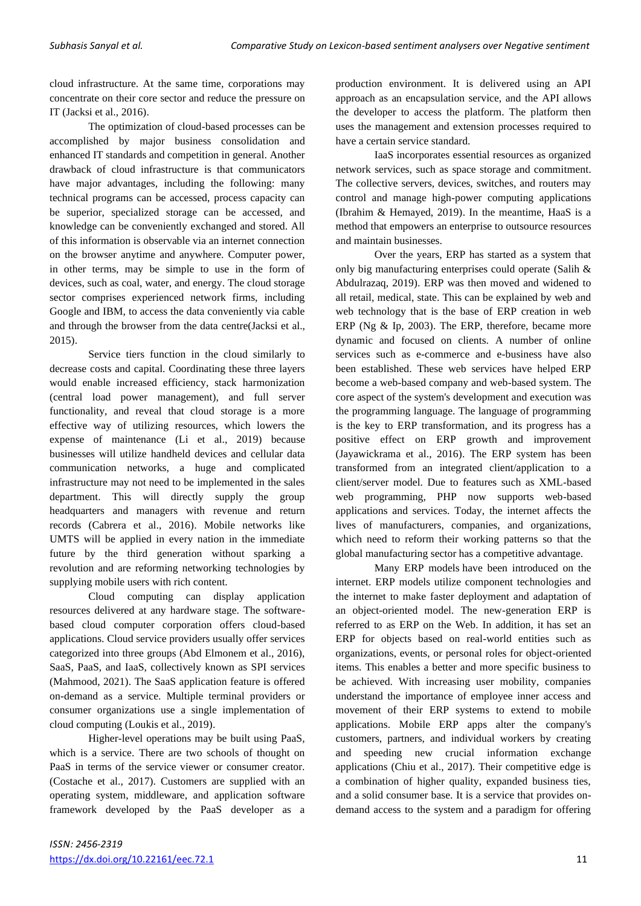cloud infrastructure. At the same time, corporations may concentrate on their core sector and reduce the pressure on IT (Jacksi et al., 2016).

The optimization of cloud-based processes can be accomplished by major business consolidation and enhanced IT standards and competition in general. Another drawback of cloud infrastructure is that communicators have major advantages, including the following: many technical programs can be accessed, process capacity can be superior, specialized storage can be accessed, and knowledge can be conveniently exchanged and stored. All of this information is observable via an internet connection on the browser anytime and anywhere. Computer power, in other terms, may be simple to use in the form of devices, such as coal, water, and energy. The cloud storage sector comprises experienced network firms, including Google and IBM, to access the data conveniently via cable and through the browser from the data centre(Jacksi et al., 2015).

Service tiers function in the cloud similarly to decrease costs and capital. Coordinating these three layers would enable increased efficiency, stack harmonization (central load power management), and full server functionality, and reveal that cloud storage is a more effective way of utilizing resources, which lowers the expense of maintenance (Li et al., 2019) because businesses will utilize handheld devices and cellular data communication networks, a huge and complicated infrastructure may not need to be implemented in the sales department. This will directly supply the group headquarters and managers with revenue and return records (Cabrera et al., 2016). Mobile networks like UMTS will be applied in every nation in the immediate future by the third generation without sparking a revolution and are reforming networking technologies by supplying mobile users with rich content.

Cloud computing can display application resources delivered at any hardware stage. The software-based cloud computer corporation offers cloud-based applications. Cloud service providers usually offer services categorized into three groups (Abd Elmonem et al., 2016), SaaS, PaaS, and IaaS, collectively known as SPI services (Mahmood, 2021). The SaaS application feature is offered on-demand as a service. Multiple terminal providers or consumer organizations use a single implementation of cloud computing (Loukis et al., 2019).

Higher-level operations may be built using PaaS, which is a service. There are two schools of thought on PaaS in terms of the service viewer or consumer creator. (Costache et al., 2017). Customers are supplied with an operating system, middleware, and application software framework developed by the PaaS developer as a production environment. It is delivered using an API approach as an encapsulation service, and the API allows the developer to access the platform. The platform then uses the management and extension processes required to have a certain service standard.

IaaS incorporates essential resources as organized network services, such as space storage and commitment. The collective servers, devices, switches, and routers may control and manage high-power computing applications (Ibrahim & Hemayed, 2019). In the meantime, HaaS is a method that empowers an enterprise to outsource resources and maintain businesses.

Over the years, ERP has started as a system that only big manufacturing enterprises could operate (Salih & Abdulrazaq, 2019). ERP was then moved and widened to all retail, medical, state. This can be explained by web and web technology that is the base of ERP creation in web ERP (Ng & Ip, 2003). The ERP, therefore, became more dynamic and focused on clients. A number of online services such as e-commerce and e-business have also been established. These web services have helped ERP become a web-based company and web-based system. The core aspect of the system's development and execution was the programming language. The language of programming is the key to ERP transformation, and its progress has a positive effect on ERP growth and improvement (Jayawickrama et al., 2016). The ERP system has been transformed from an integrated client/application to a client/server model. Due to features such as XML-based web programming, PHP now supports web-based applications and services. Today, the internet affects the lives of manufacturers, companies, and organizations, which need to reform their working patterns so that the global manufacturing sector has a competitive advantage.

Many ERP models have been introduced on the internet. ERP models utilize component technologies and the internet to make faster deployment and adaptation of an object-oriented model. The new-generation ERP is referred to as ERP on the Web. In addition, it has set an ERP for objects based on real-world entities such as organizations, events, or personal roles for object-oriented items. This enables a better and more specific business to be achieved. With increasing user mobility, companies understand the importance of employee inner access and movement of their ERP systems to extend to mobile applications. Mobile ERP apps alter the company's customers, partners, and individual workers by creating and speeding new crucial information exchange applications (Chiu et al., 2017). Their competitive edge is a combination of higher quality, expanded business ties, and a solid consumer base. It is a service that provides on-demand access to the system and a paradigm for offering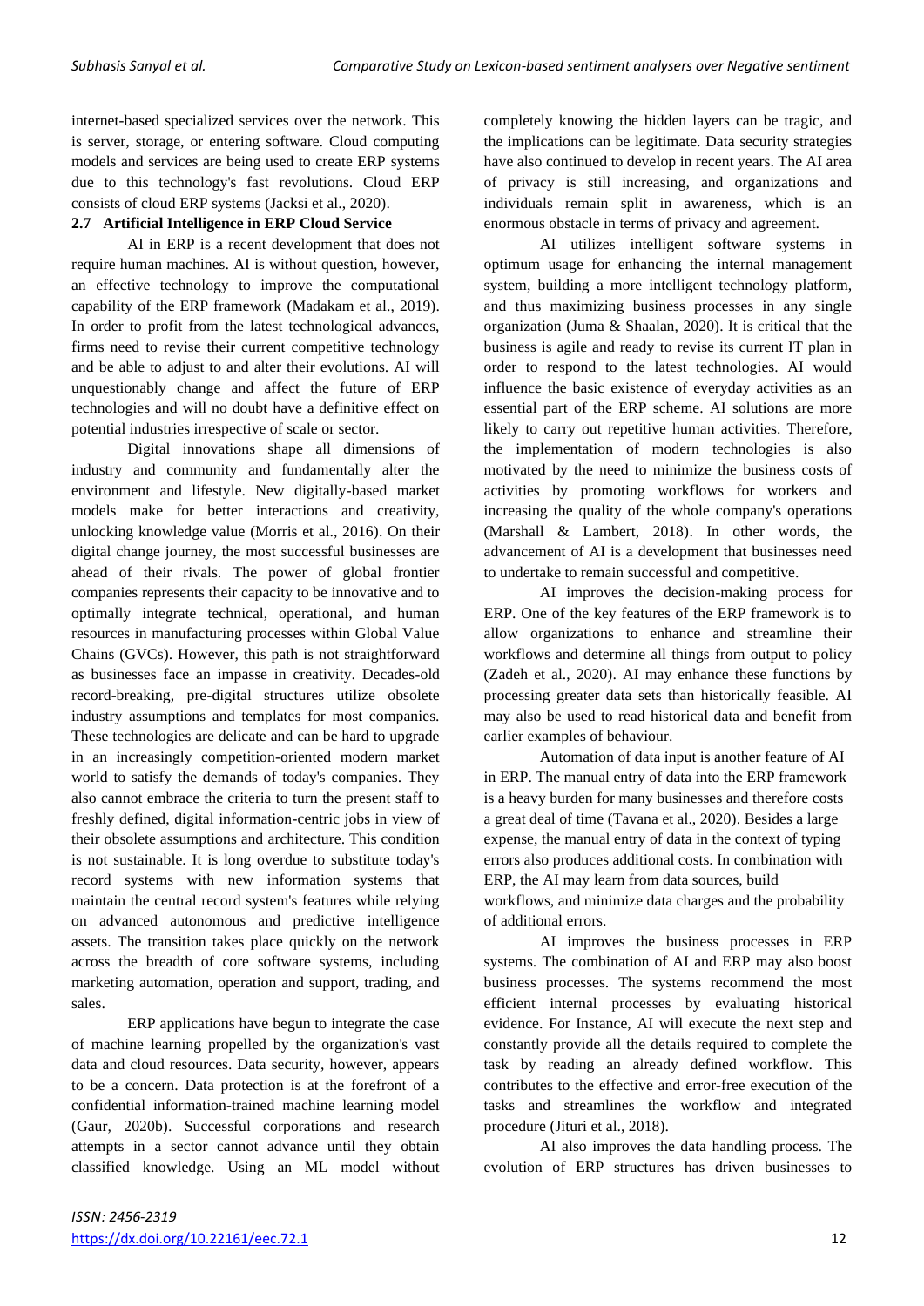internet-based specialized services over the network. This is server, storage, or entering software. Cloud computing models and services are being used to create ERP systems due to this technology's fast revolutions. Cloud ERP consists of cloud ERP systems (Jacksi et al., 2020).

### 2.7 Artificial Intelligence in ERP Cloud Service

AI in ERP is a recent development that does not require human machines. AI is without question, however, an effective technology to improve the computational capability of the ERP framework (Madakam et al., 2019). In order to profit from the latest technological advances, firms need to revise their current competitive technology and be able to adjust to and alter their evolutions. AI will unquestionably change and affect the future of ERP technologies and will no doubt have a definitive effect on potential industries irrespective of scale or sector.

Digital innovations shape all dimensions of industry and community and fundamentally alter the environment and lifestyle. New digitally-based market models make for better interactions and creativity, unlocking knowledge value (Morris et al., 2016). On their digital change journey, the most successful businesses are ahead of their rivals. The power of global frontier companies represents their capacity to be innovative and to optimally integrate technical, operational, and human resources in manufacturing processes within Global Value Chains (GVCs). However, this path is not straightforward as businesses face an impasse in creativity. Decades-old record-breaking, pre-digital structures utilize obsolete industry assumptions and templates for most companies. These technologies are delicate and can be hard to upgrade in an increasingly competition-oriented modern market world to satisfy the demands of today's companies. They also cannot embrace the criteria to turn the present staff to freshly defined, digital information-centric jobs in view of their obsolete assumptions and architecture. This condition is not sustainable. It is long overdue to substitute today's record systems with new information systems that maintain the central record system's features while relying on advanced autonomous and predictive intelligence assets. The transition takes place quickly on the network across the breadth of core software systems, including marketing automation, operation and support, trading, and sales.

ERP applications have begun to integrate the case of machine learning propelled by the organization's vast data and cloud resources. Data security, however, appears to be a concern. Data protection is at the forefront of a confidential information-trained machine learning model (Gaur, 2020b). Successful corporations and research attempts in a sector cannot advance until they obtain classified knowledge. Using an ML model without completely knowing the hidden layers can be tragic, and the implications can be legitimate. Data security strategies have also continued to develop in recent years. The AI area of privacy is still increasing, and organizations and individuals remain split in awareness, which is an enormous obstacle in terms of privacy and agreement.

AI utilizes intelligent software systems in optimum usage for enhancing the internal management system, building a more intelligent technology platform, and thus maximizing business processes in any single organization (Juma & Shaalan, 2020). It is critical that the business is agile and ready to revise its current IT plan in order to respond to the latest technologies. AI would influence the basic existence of everyday activities as an essential part of the ERP scheme. AI solutions are more likely to carry out repetitive human activities. Therefore, the implementation of modern technologies is also motivated by the need to minimize the business costs of activities by promoting workflows for workers and increasing the quality of the whole company's operations (Marshall & Lambert, 2018). In other words, the advancement of AI is a development that businesses need to undertake to remain successful and competitive.

AI improves the decision-making process for ERP. One of the key features of the ERP framework is to allow organizations to enhance and streamline their workflows and determine all things from output to policy (Zadeh et al., 2020). AI may enhance these functions by processing greater data sets than historically feasible. AI may also be used to read historical data and benefit from earlier examples of behaviour.

Automation of data input is another feature of AI in ERP. The manual entry of data into the ERP framework is a heavy burden for many businesses and therefore costs a great deal of time (Tavana et al., 2020). Besides a large expense, the manual entry of data in the context of typing errors also produces additional costs. In combination with ERP, the AI may learn from data sources, build workflows, and minimize data charges and the probability of additional errors.

AI improves the business processes in ERP systems. The combination of AI and ERP may also boost business processes. The systems recommend the most efficient internal processes by evaluating historical evidence. For Instance, AI will execute the next step and constantly provide all the details required to complete the task by reading an already defined workflow. This contributes to the effective and error-free execution of the tasks and streamlines the workflow and integrated procedure (Jituri et al., 2018).

AI also improves the data handling process. The evolution of ERP structures has driven businesses to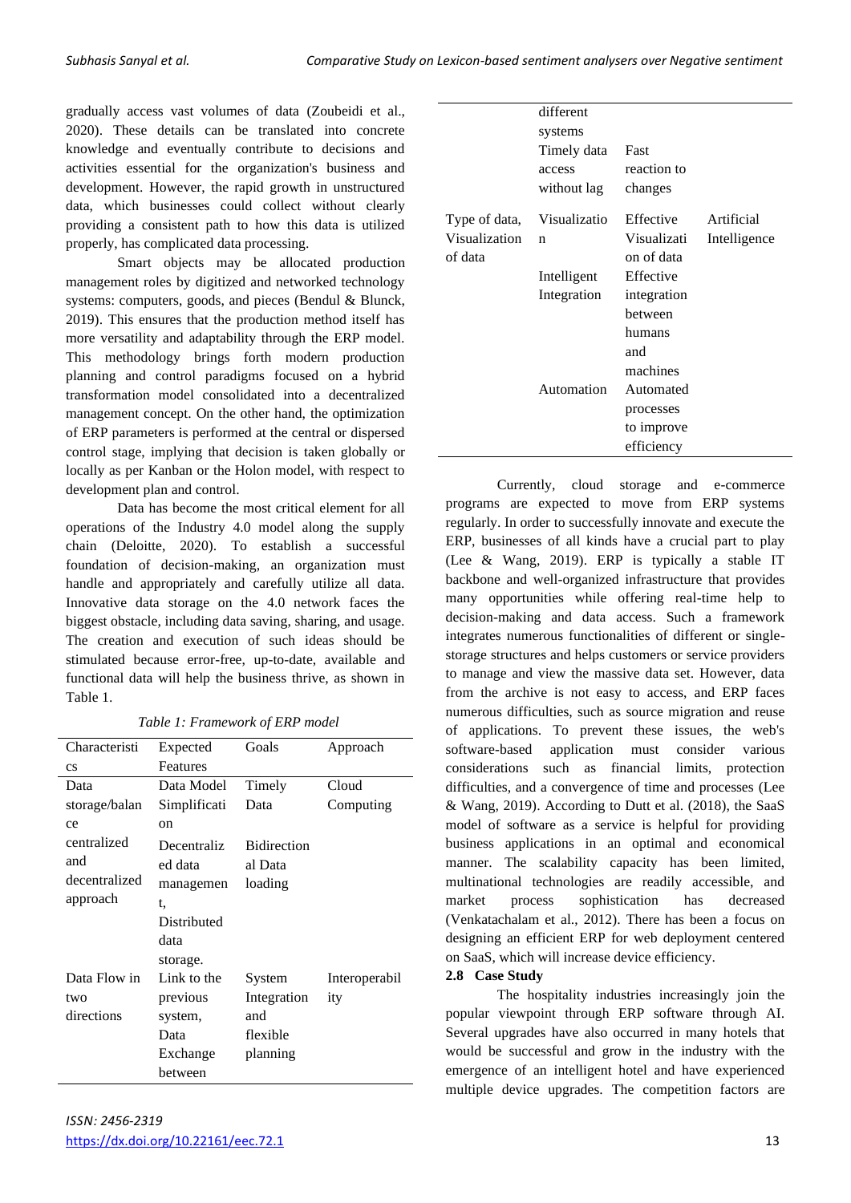gradually access vast volumes of data (Zoubeidi et al., 2020). These details can be translated into concrete knowledge and eventually contribute to decisions and activities essential for the organization's business and development. However, the rapid growth in unstructured data, which businesses could collect without clearly providing a consistent path to how this data is utilized properly, has complicated data processing.

Smart objects may be allocated production management roles by digitized and networked technology systems: computers, goods, and pieces (Bendul & Blunck, 2019). This ensures that the production method itself has more versatility and adaptability through the ERP model. This methodology brings forth modern production planning and control paradigms focused on a hybrid transformation model consolidated into a decentralized management concept. On the other hand, the optimization of ERP parameters is performed at the central or dispersed control stage, implying that decision is taken globally or locally as per Kanban or the Holon model, with respect to development plan and control.

Data has become the most critical element for all operations of the Industry 4.0 model along the supply chain (Deloitte, 2020). To establish a successful foundation of decision-making, an organization must handle and appropriately and carefully utilize all data. Innovative data storage on the 4.0 network faces the biggest obstacle, including data saving, sharing, and usage. The creation and execution of such ideas should be stimulated because error-free, up-to-date, available and functional data will help the business thrive, as shown in Table 1.

*Table 1: Framework of ERP model*

| Characteristics | Expected Features | Goals | Approach |
|---|---|---|---|
| Data storage/balance | Data Model Simplification | Timely Data | Cloud Computing |
| centralized and decentralized approach | Decentralized data management, Distributed data storage. | Bidirectional Data loading | |
| Data Flow in two directions | Link to the previous system, Data Exchange between different systems | System Integration and flexible planning | Interoperability |
| | Timely data access without lag | Fast reaction to changes | |
| Type of data, Visualization of data | Visualization | Effective Visualization of data | Artificial Intelligence |
| | Intelligent Integration | Effective integration between humans and machines | |
| | Automation | Automated processes to improve efficiency | |

Currently, cloud storage and e-commerce programs are expected to move from ERP systems regularly. In order to successfully innovate and execute the ERP, businesses of all kinds have a crucial part to play (Lee & Wang, 2019). ERP is typically a stable IT backbone and well-organized infrastructure that provides many opportunities while offering real-time help to decision-making and data access. Such a framework integrates numerous functionalities of different or single-storage structures and helps customers or service providers to manage and view the massive data set. However, data from the archive is not easy to access, and ERP faces numerous difficulties, such as source migration and reuse of applications. To prevent these issues, the web's software-based application must consider various considerations such as financial limits, protection difficulties, and a convergence of time and processes (Lee & Wang, 2019). According to Dutt et al. (2018), the SaaS model of software as a service is helpful for providing business applications in an optimal and economical manner. The scalability capacity has been limited, multinational technologies are readily accessible, and market process sophistication has decreased (Venkatachalam et al., 2012). There has been a focus on designing an efficient ERP for web deployment centered on SaaS, which will increase device efficiency.

### 2.8 Case Study

The hospitality industries increasingly join the popular viewpoint through ERP software through AI. Several upgrades have also occurred in many hotels that would be successful and grow in the industry with the emergence of an intelligent hotel and have experienced multiple device upgrades. The competition factors are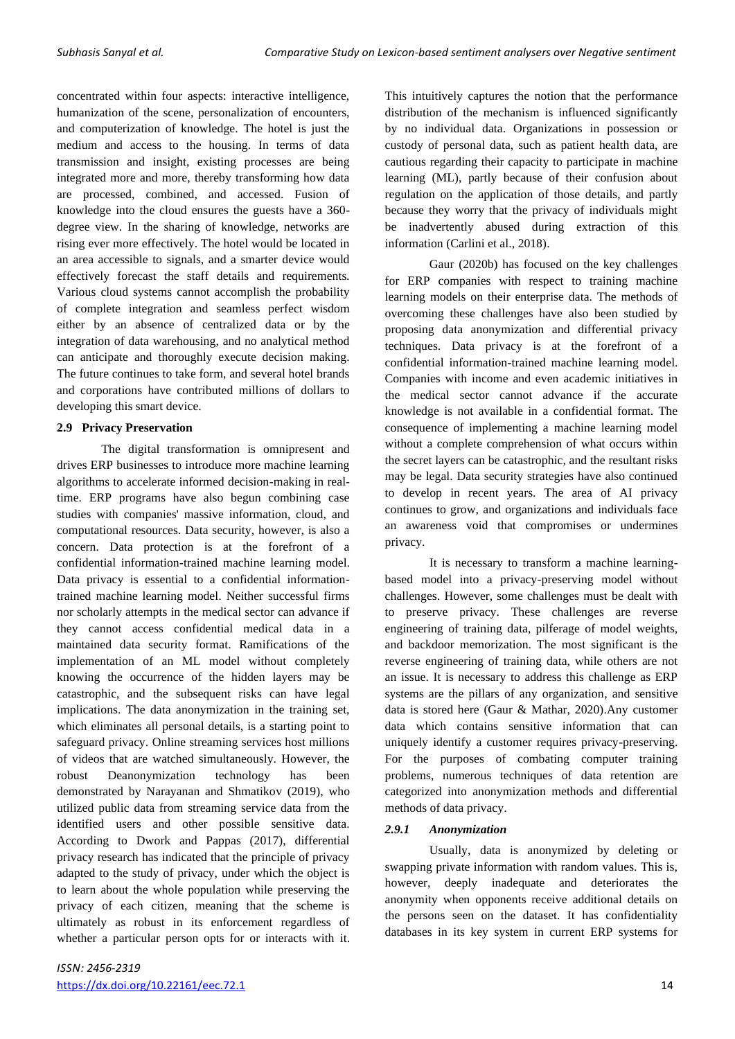concentrated within four aspects: interactive intelligence, humanization of the scene, personalization of encounters, and computerization of knowledge. The hotel is just the medium and access to the housing. In terms of data transmission and insight, existing processes are being integrated more and more, thereby transforming how data are processed, combined, and accessed. Fusion of knowledge into the cloud ensures the guests have a 360-degree view. In the sharing of knowledge, networks are rising ever more effectively. The hotel would be located in an area accessible to signals, and a smarter device would effectively forecast the staff details and requirements. Various cloud systems cannot accomplish the probability of complete integration and seamless perfect wisdom either by an absence of centralized data or by the integration of data warehousing, and no analytical method can anticipate and thoroughly execute decision making. The future continues to take form, and several hotel brands and corporations have contributed millions of dollars to developing this smart device.

### 2.9 Privacy Preservation

The digital transformation is omnipresent and drives ERP businesses to introduce more machine learning algorithms to accelerate informed decision-making in real-time. ERP programs have also begun combining case studies with companies' massive information, cloud, and computational resources. Data security, however, is also a concern. Data protection is at the forefront of a confidential information-trained machine learning model. Data privacy is essential to a confidential information-trained machine learning model. Neither successful firms nor scholarly attempts in the medical sector can advance if they cannot access confidential medical data in a maintained data security format. Ramifications of the implementation of an ML model without completely knowing the occurrence of the hidden layers may be catastrophic, and the subsequent risks can have legal implications. The data anonymization in the training set, which eliminates all personal details, is a starting point to safeguard privacy. Online streaming services host millions of videos that are watched simultaneously. However, the robust Deanonymization technology has been demonstrated by Narayanan and Shmatikov (2019), who utilized public data from streaming service data from the identified users and other possible sensitive data. According to Dwork and Pappas (2017), differential privacy research has indicated that the principle of privacy adapted to the study of privacy, under which the object is to learn about the whole population while preserving the privacy of each citizen, meaning that the scheme is ultimately as robust in its enforcement regardless of whether a particular person opts for or interacts with it. This intuitively captures the notion that the performance distribution of the mechanism is influenced significantly by no individual data. Organizations in possession or custody of personal data, such as patient health data, are cautious regarding their capacity to participate in machine learning (ML), partly because of their confusion about regulation on the application of those details, and partly because they worry that the privacy of individuals might be inadvertently abused during extraction of this information (Carlini et al., 2018).

Gaur (2020b) has focused on the key challenges for ERP companies with respect to training machine learning models on their enterprise data. The methods of overcoming these challenges have also been studied by proposing data anonymization and differential privacy techniques. Data privacy is at the forefront of a confidential information-trained machine learning model. Companies with income and even academic initiatives in the medical sector cannot advance if the accurate knowledge is not available in a confidential format. The consequence of implementing a machine learning model without a complete comprehension of what occurs within the secret layers can be catastrophic, and the resultant risks may be legal. Data security strategies have also continued to develop in recent years. The area of AI privacy continues to grow, and organizations and individuals face an awareness void that compromises or undermines privacy.

It is necessary to transform a machine learning-based model into a privacy-preserving model without challenges. However, some challenges must be dealt with to preserve privacy. These challenges are reverse engineering of training data, pilferage of model weights, and backdoor memorization. The most significant is the reverse engineering of training data, while others are not an issue. It is necessary to address this challenge as ERP systems are the pillars of any organization, and sensitive data is stored here (Gaur & Mathar, 2020).Any customer data which contains sensitive information that can uniquely identify a customer requires privacy-preserving. For the purposes of combating computer training problems, numerous techniques of data retention are categorized into anonymization methods and differential methods of data privacy.

#### *2.9.1 Anonymization*

Usually, data is anonymized by deleting or swapping private information with random values. This is, however, deeply inadequate and deteriorates the anonymity when opponents receive additional details on the persons seen on the dataset. It has confidentiality databases in its key system in current ERP systems for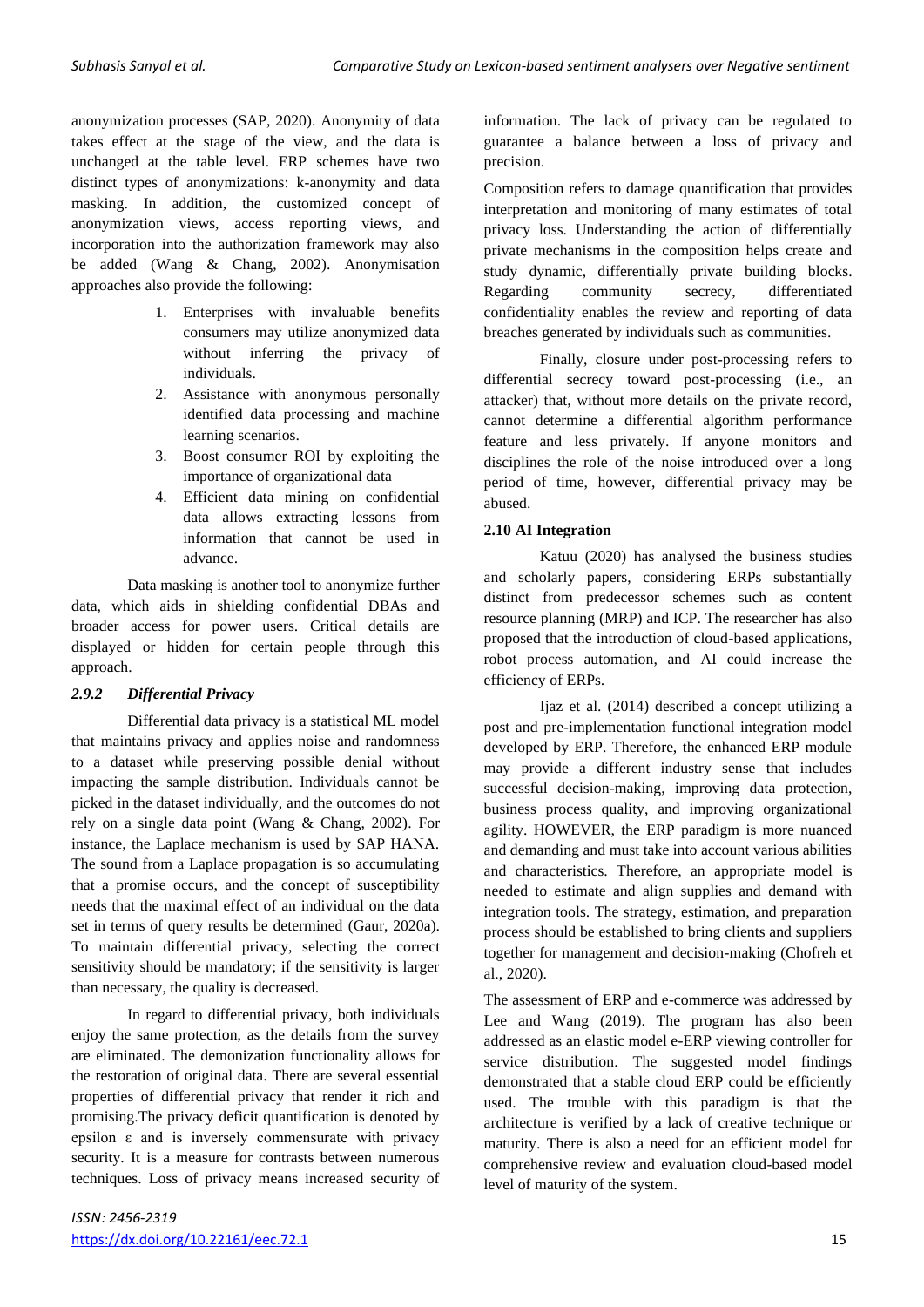anonymization processes (SAP, 2020). Anonymity of data takes effect at the stage of the view, and the data is unchanged at the table level. ERP schemes have two distinct types of anonymizations: k-anonymity and data masking. In addition, the customized concept of anonymization views, access reporting views, and incorporation into the authorization framework may also be added (Wang & Chang, 2002). Anonymisation approaches also provide the following:

1. Enterprises with invaluable benefits consumers may utilize anonymized data without inferring the privacy of individuals.
2. Assistance with anonymous personally identified data processing and machine learning scenarios.
3. Boost consumer ROI by exploiting the importance of organizational data
4. Efficient data mining on confidential data allows extracting lessons from information that cannot be used in advance.

Data masking is another tool to anonymize further data, which aids in shielding confidential DBAs and broader access for power users. Critical details are displayed or hidden for certain people through this approach.

### *2.9.2 Differential Privacy*

Differential data privacy is a statistical ML model that maintains privacy and applies noise and randomness to a dataset while preserving possible denial without impacting the sample distribution. Individuals cannot be picked in the dataset individually, and the outcomes do not rely on a single data point (Wang & Chang, 2002). For instance, the Laplace mechanism is used by SAP HANA. The sound from a Laplace propagation is so accumulating that a promise occurs, and the concept of susceptibility needs that the maximal effect of an individual on the data set in terms of query results be determined (Gaur, 2020a). To maintain differential privacy, selecting the correct sensitivity should be mandatory; if the sensitivity is larger than necessary, the quality is decreased.

In regard to differential privacy, both individuals enjoy the same protection, as the details from the survey are eliminated. The demonization functionality allows for the restoration of original data. There are several essential properties of differential privacy that render it rich and promising.The privacy deficit quantification is denoted by epsilon $\varepsilon$ and is inversely commensurate with privacy security. It is a measure for contrasts between numerous techniques. Loss of privacy means increased security of information. The lack of privacy can be regulated to guarantee a balance between a loss of privacy and precision.

Composition refers to damage quantification that provides interpretation and monitoring of many estimates of total privacy loss. Understanding the action of differentially private mechanisms in the composition helps create and study dynamic, differentially private building blocks. Regarding community secrecy, differentiated confidentiality enables the review and reporting of data breaches generated by individuals such as communities.

Finally, closure under post-processing refers to differential secrecy toward post-processing (i.e., an attacker) that, without more details on the private record, cannot determine a differential algorithm performance feature and less privately. If anyone monitors and disciplines the role of the noise introduced over a long period of time, however, differential privacy may be abused.

### 2.10 AI Integration

Katuu (2020) has analysed the business studies and scholarly papers, considering ERPs substantially distinct from predecessor schemes such as content resource planning (MRP) and ICP. The researcher has also proposed that the introduction of cloud-based applications, robot process automation, and AI could increase the efficiency of ERPs.

Ijaz et al. (2014) described a concept utilizing a post and pre-implementation functional integration model developed by ERP. Therefore, the enhanced ERP module may provide a different industry sense that includes successful decision-making, improving data protection, business process quality, and improving organizational agility. HOWEVER, the ERP paradigm is more nuanced and demanding and must take into account various abilities and characteristics. Therefore, an appropriate model is needed to estimate and align supplies and demand with integration tools. The strategy, estimation, and preparation process should be established to bring clients and suppliers together for management and decision-making (Chofreh et al., 2020).

The assessment of ERP and e-commerce was addressed by Lee and Wang (2019). The program has also been addressed as an elastic model e-ERP viewing controller for service distribution. The suggested model findings demonstrated that a stable cloud ERP could be efficiently used. The trouble with this paradigm is that the architecture is verified by a lack of creative technique or maturity. There is also a need for an efficient model for comprehensive review and evaluation cloud-based model level of maturity of the system.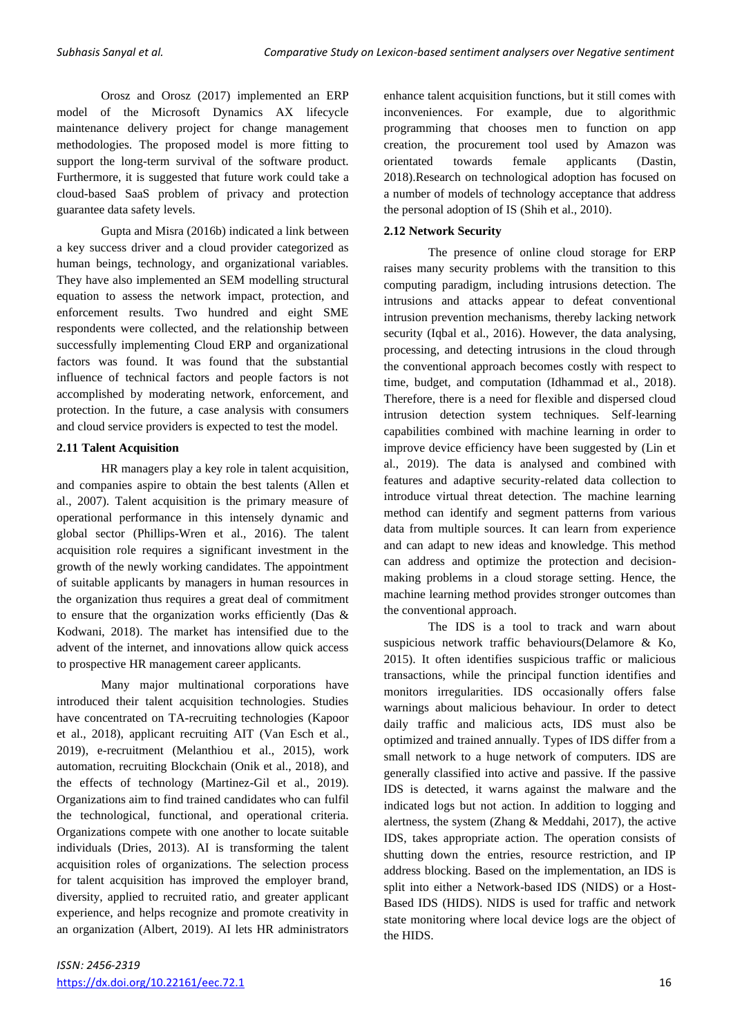Orosz and Orosz (2017) implemented an ERP model of the Microsoft Dynamics AX lifecycle maintenance delivery project for change management methodologies. The proposed model is more fitting to support the long-term survival of the software product. Furthermore, it is suggested that future work could take a cloud-based SaaS problem of privacy and protection guarantee data safety levels.

Gupta and Misra (2016b) indicated a link between a key success driver and a cloud provider categorized as human beings, technology, and organizational variables. They have also implemented an SEM modelling structural equation to assess the network impact, protection, and enforcement results. Two hundred and eight SME respondents were collected, and the relationship between successfully implementing Cloud ERP and organizational factors was found. It was found that the substantial influence of technical factors and people factors is not accomplished by moderating network, enforcement, and protection. In the future, a case analysis with consumers and cloud service providers is expected to test the model.

### 2.11 Talent Acquisition

HR managers play a key role in talent acquisition, and companies aspire to obtain the best talents (Allen et al., 2007). Talent acquisition is the primary measure of operational performance in this intensely dynamic and global sector (Phillips-Wren et al., 2016). The talent acquisition role requires a significant investment in the growth of the newly working candidates. The appointment of suitable applicants by managers in human resources in the organization thus requires a great deal of commitment to ensure that the organization works efficiently (Das & Kodwani, 2018). The market has intensified due to the advent of the internet, and innovations allow quick access to prospective HR management career applicants.

Many major multinational corporations have introduced their talent acquisition technologies. Studies have concentrated on TA-recruiting technologies (Kapoor et al., 2018), applicant recruiting AIT (Van Esch et al., 2019), e-recruitment (Melanthiou et al., 2015), work automation, recruiting Blockchain (Onik et al., 2018), and the effects of technology (Martinez-Gil et al., 2019). Organizations aim to find trained candidates who can fulfil the technological, functional, and operational criteria. Organizations compete with one another to locate suitable individuals (Dries, 2013). AI is transforming the talent acquisition roles of organizations. The selection process for talent acquisition has improved the employer brand, diversity, applied to recruited ratio, and greater applicant experience, and helps recognize and promote creativity in an organization (Albert, 2019). AI lets HR administrators enhance talent acquisition functions, but it still comes with inconveniences. For example, due to algorithmic programming that chooses men to function on app creation, the procurement tool used by Amazon was orientated towards female applicants (Dastin, 2018).Research on technological adoption has focused on a number of models of technology acceptance that address the personal adoption of IS (Shih et al., 2010).

### 2.12 Network Security

The presence of online cloud storage for ERP raises many security problems with the transition to this computing paradigm, including intrusions detection. The intrusions and attacks appear to defeat conventional intrusion prevention mechanisms, thereby lacking network security (Iqbal et al., 2016). However, the data analysing, processing, and detecting intrusions in the cloud through the conventional approach becomes costly with respect to time, budget, and computation (Idhammad et al., 2018). Therefore, there is a need for flexible and dispersed cloud intrusion detection system techniques. Self-learning capabilities combined with machine learning in order to improve device efficiency have been suggested by (Lin et al., 2019). The data is analysed and combined with features and adaptive security-related data collection to introduce virtual threat detection. The machine learning method can identify and segment patterns from various data from multiple sources. It can learn from experience and can adapt to new ideas and knowledge. This method can address and optimize the protection and decision-making problems in a cloud storage setting. Hence, the machine learning method provides stronger outcomes than the conventional approach.

The IDS is a tool to track and warn about suspicious network traffic behaviours(Delamore & Ko, 2015). It often identifies suspicious traffic or malicious transactions, while the principal function identifies and monitors irregularities. IDS occasionally offers false warnings about malicious behaviour. In order to detect daily traffic and malicious acts, IDS must also be optimized and trained annually. Types of IDS differ from a small network to a huge network of computers. IDS are generally classified into active and passive. If the passive IDS is detected, it warns against the malware and the indicated logs but not action. In addition to logging and alertness, the system (Zhang & Meddahi, 2017), the active IDS, takes appropriate action. The operation consists of shutting down the entries, resource restriction, and IP address blocking. Based on the implementation, an IDS is split into either a Network-based IDS (NIDS) or a Host-Based IDS (HIDS). NIDS is used for traffic and network state monitoring where local device logs are the object of the HIDS.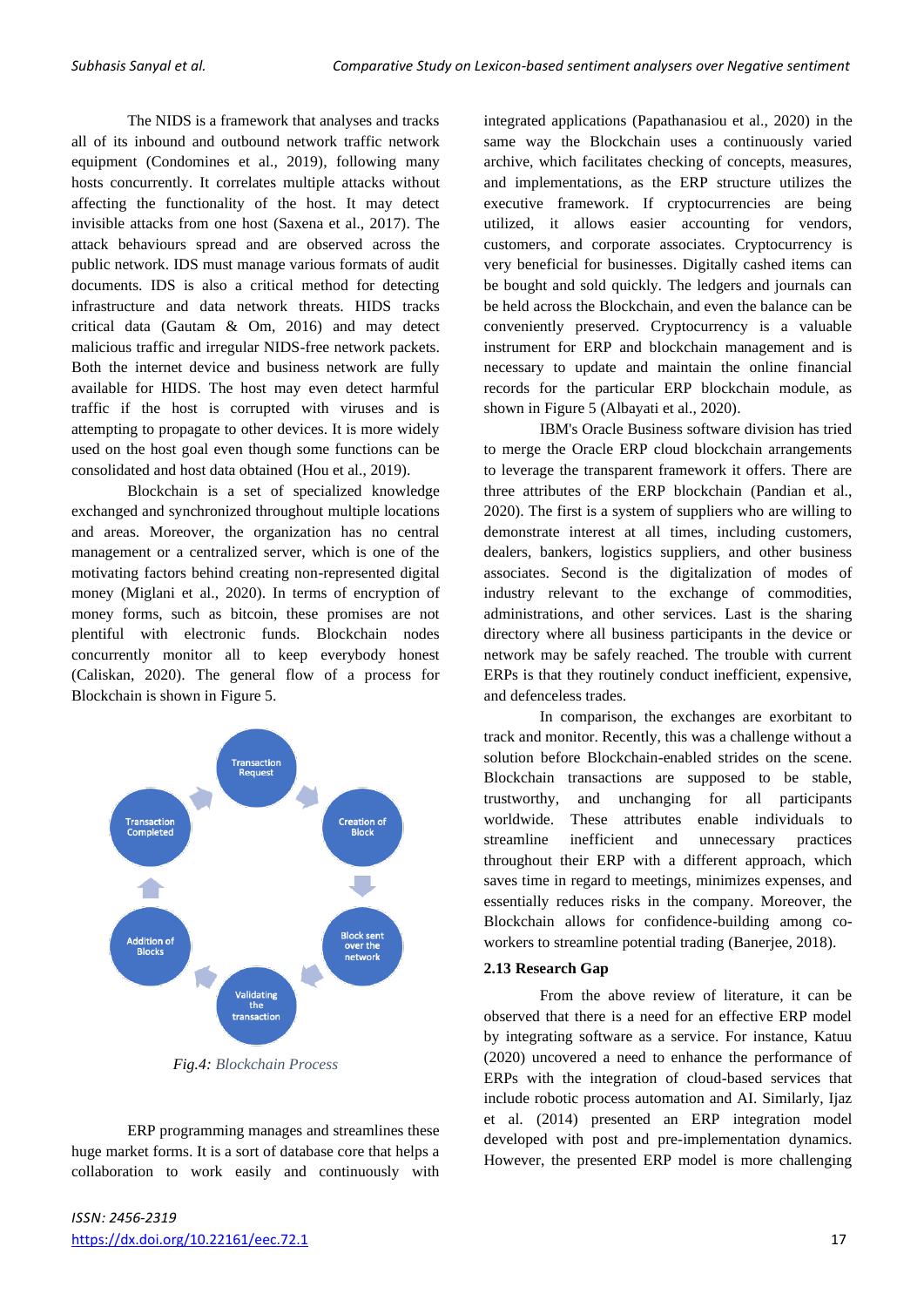The NIDS is a framework that analyses and tracks all of its inbound and outbound network traffic network equipment (Condomines et al., 2019), following many hosts concurrently. It correlates multiple attacks without affecting the functionality of the host. It may detect invisible attacks from one host (Saxena et al., 2017). The attack behaviours spread and are observed across the public network. IDS must manage various formats of audit documents. IDS is also a critical method for detecting infrastructure and data network threats. HIDS tracks critical data (Gautam & Om, 2016) and may detect malicious traffic and irregular NIDS-free network packets. Both the internet device and business network are fully available for HIDS. The host may even detect harmful traffic if the host is corrupted with viruses and is attempting to propagate to other devices. It is more widely used on the host goal even though some functions can be consolidated and host data obtained (Hou et al., 2019).

Blockchain is a set of specialized knowledge exchanged and synchronized throughout multiple locations and areas. Moreover, the organization has no central management or a centralized server, which is one of the motivating factors behind creating non-represented digital money (Miglani et al., 2020). In terms of encryption of money forms, such as bitcoin, these promises are not plentiful with electronic funds. Blockchain nodes concurrently monitor all to keep everybody honest (Caliskan, 2020). The general flow of a process for Blockchain is shown in Figure 5.

Transaction Request → Creation of Block → Block sent over the network → Validating the transaction → Addition of Blocks → Transaction Completed

*Fig.4: Blockchain Process*

ERP programming manages and streamlines these huge market forms. It is a sort of database core that helps a collaboration to work easily and continuously with integrated applications (Papathanasiou et al., 2020) in the same way the Blockchain uses a continuously varied archive, which facilitates checking of concepts, measures, and implementations, as the ERP structure utilizes the executive framework. If cryptocurrencies are being utilized, it allows easier accounting for vendors, customers, and corporate associates. Cryptocurrency is very beneficial for businesses. Digitally cashed items can be bought and sold quickly. The ledgers and journals can be held across the Blockchain, and even the balance can be conveniently preserved. Cryptocurrency is a valuable instrument for ERP and blockchain management and is necessary to update and maintain the online financial records for the particular ERP blockchain module, as shown in Figure 5 (Albayati et al., 2020).

IBM's Oracle Business software division has tried to merge the Oracle ERP cloud blockchain arrangements to leverage the transparent framework it offers. There are three attributes of the ERP blockchain (Pandian et al., 2020). The first is a system of suppliers who are willing to demonstrate interest at all times, including customers, dealers, bankers, logistics suppliers, and other business associates. Second is the digitalization of modes of industry relevant to the exchange of commodities, administrations, and other services. Last is the sharing directory where all business participants in the device or network may be safely reached. The trouble with current ERPs is that they routinely conduct inefficient, expensive, and defenceless trades.

In comparison, the exchanges are exorbitant to track and monitor. Recently, this was a challenge without a solution before Blockchain-enabled strides on the scene. Blockchain transactions are supposed to be stable, trustworthy, and unchanging for all participants worldwide. These attributes enable individuals to streamline inefficient and unnecessary practices throughout their ERP with a different approach, which saves time in regard to meetings, minimizes expenses, and essentially reduces risks in the company. Moreover, the Blockchain allows for confidence-building among co-workers to streamline potential trading (Banerjee, 2018).

### 2.13 Research Gap

From the above review of literature, it can be observed that there is a need for an effective ERP model by integrating software as a service. For instance, Katuu (2020) uncovered a need to enhance the performance of ERPs with the integration of cloud-based services that include robotic process automation and AI. Similarly, Ijaz et al. (2014) presented an ERP integration model developed with post and pre-implementation dynamics. However, the presented ERP model is more challenging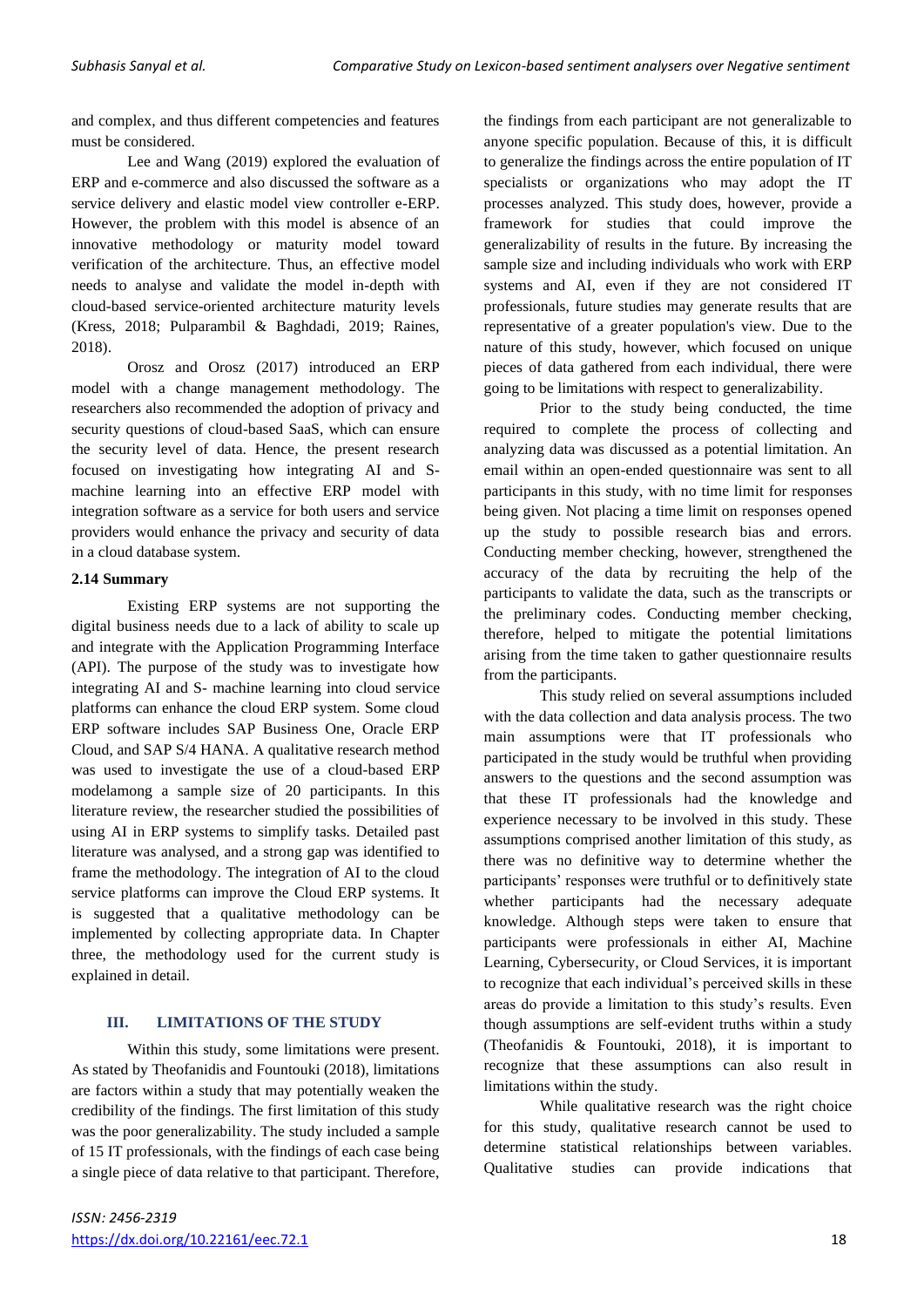and complex, and thus different competencies and features must be considered.

Lee and Wang (2019) explored the evaluation of ERP and e-commerce and also discussed the software as a service delivery and elastic model view controller e-ERP. However, the problem with this model is absence of an innovative methodology or maturity model toward verification of the architecture. Thus, an effective model needs to analyse and validate the model in-depth with cloud-based service-oriented architecture maturity levels (Kress, 2018; Pulparambil & Baghdadi, 2019; Raines, 2018).

Orosz and Orosz (2017) introduced an ERP model with a change management methodology. The researchers also recommended the adoption of privacy and security questions of cloud-based SaaS, which can ensure the security level of data. Hence, the present research focused on investigating how integrating AI and S-machine learning into an effective ERP model with integration software as a service for both users and service providers would enhance the privacy and security of data in a cloud database system.

#### 2.14 Summary

Existing ERP systems are not supporting the digital business needs due to a lack of ability to scale up and integrate with the Application Programming Interface (API). The purpose of the study was to investigate how integrating AI and S- machine learning into cloud service platforms can enhance the cloud ERP system. Some cloud ERP software includes SAP Business One, Oracle ERP Cloud, and SAP S/4 HANA. A qualitative research method was used to investigate the use of a cloud-based ERP modelamong a sample size of 20 participants. In this literature review, the researcher studied the possibilities of using AI in ERP systems to simplify tasks. Detailed past literature was analysed, and a strong gap was identified to frame the methodology. The integration of AI to the cloud service platforms can improve the Cloud ERP systems. It is suggested that a qualitative methodology can be implemented by collecting appropriate data. In Chapter three, the methodology used for the current study is explained in detail.

## III. LIMITATIONS OF THE STUDY

Within this study, some limitations were present. As stated by Theofanidis and Fountouki (2018), limitations are factors within a study that may potentially weaken the credibility of the findings. The first limitation of this study was the poor generalizability. The study included a sample of 15 IT professionals, with the findings of each case being a single piece of data relative to that participant. Therefore, the findings from each participant are not generalizable to anyone specific population. Because of this, it is difficult to generalize the findings across the entire population of IT specialists or organizations who may adopt the IT processes analyzed. This study does, however, provide a framework for studies that could improve the generalizability of results in the future. By increasing the sample size and including individuals who work with ERP systems and AI, even if they are not considered IT professionals, future studies may generate results that are representative of a greater population's view. Due to the nature of this study, however, which focused on unique pieces of data gathered from each individual, there were going to be limitations with respect to generalizability.

Prior to the study being conducted, the time required to complete the process of collecting and analyzing data was discussed as a potential limitation. An email within an open-ended questionnaire was sent to all participants in this study, with no time limit for responses being given. Not placing a time limit on responses opened up the study to possible research bias and errors. Conducting member checking, however, strengthened the accuracy of the data by recruiting the help of the participants to validate the data, such as the transcripts or the preliminary codes. Conducting member checking, therefore, helped to mitigate the potential limitations arising from the time taken to gather questionnaire results from the participants.

This study relied on several assumptions included with the data collection and data analysis process. The two main assumptions were that IT professionals who participated in the study would be truthful when providing answers to the questions and the second assumption was that these IT professionals had the knowledge and experience necessary to be involved in this study. These assumptions comprised another limitation of this study, as there was no definitive way to determine whether the participants' responses were truthful or to definitively state whether participants had the necessary adequate knowledge. Although steps were taken to ensure that participants were professionals in either AI, Machine Learning, Cybersecurity, or Cloud Services, it is important to recognize that each individual's perceived skills in these areas do provide a limitation to this study's results. Even though assumptions are self-evident truths within a study (Theofanidis & Fountouki, 2018), it is important to recognize that these assumptions can also result in limitations within the study.

While qualitative research was the right choice for this study, qualitative research cannot be used to determine statistical relationships between variables. Qualitative studies can provide indications that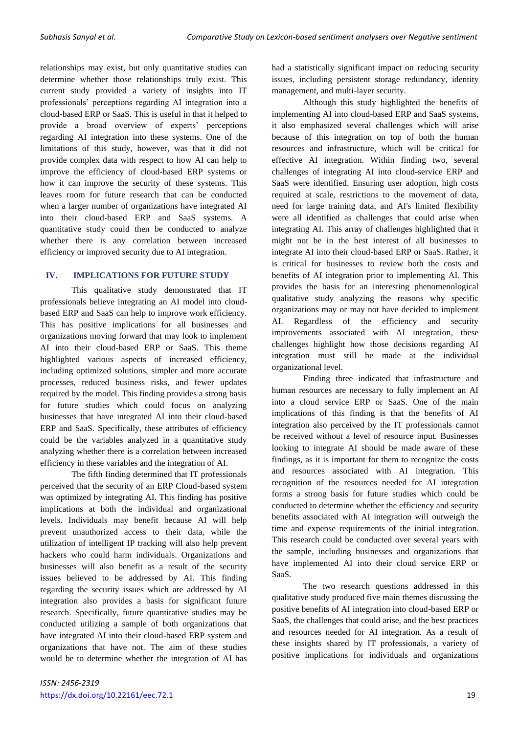relationships may exist, but only quantitative studies can determine whether those relationships truly exist. This current study provided a variety of insights into IT professionals' perceptions regarding AI integration into a cloud-based ERP or SaaS. This is useful in that it helped to provide a broad overview of experts' perceptions regarding AI integration into these systems. One of the limitations of this study, however, was that it did not provide complex data with respect to how AI can help to improve the efficiency of cloud-based ERP systems or how it can improve the security of these systems. This leaves room for future research that can be conducted when a larger number of organizations have integrated AI into their cloud-based ERP and SaaS systems. A quantitative study could then be conducted to analyze whether there is any correlation between increased efficiency or improved security due to AI integration.

## IV. IMPLICATIONS FOR FUTURE STUDY

This qualitative study demonstrated that IT professionals believe integrating an AI model into cloud-based ERP and SaaS can help to improve work efficiency. This has positive implications for all businesses and organizations moving forward that may look to implement AI into their cloud-based ERP or SaaS. This theme highlighted various aspects of increased efficiency, including optimized solutions, simpler and more accurate processes, reduced business risks, and fewer updates required by the model. This finding provides a strong basis for future studies which could focus on analyzing businesses that have integrated AI into their cloud-based ERP and SaaS. Specifically, these attributes of efficiency could be the variables analyzed in a quantitative study analyzing whether there is a correlation between increased efficiency in these variables and the integration of AI.

The fifth finding determined that IT professionals perceived that the security of an ERP Cloud-based system was optimized by integrating AI. This finding has positive implications at both the individual and organizational levels. Individuals may benefit because AI will help prevent unauthorized access to their data, while the utilization of intelligent IP tracking will also help prevent hackers who could harm individuals. Organizations and businesses will also benefit as a result of the security issues believed to be addressed by AI. This finding regarding the security issues which are addressed by AI integration also provides a basis for significant future research. Specifically, future quantitative studies may be conducted utilizing a sample of both organizations that have integrated AI into their cloud-based ERP system and organizations that have not. The aim of these studies would be to determine whether the integration of AI has had a statistically significant impact on reducing security issues, including persistent storage redundancy, identity management, and multi-layer security.

Although this study highlighted the benefits of implementing AI into cloud-based ERP and SaaS systems, it also emphasized several challenges which will arise because of this integration on top of both the human resources and infrastructure, which will be critical for effective AI integration. Within finding two, several challenges of integrating AI into cloud-service ERP and SaaS were identified. Ensuring user adoption, high costs required at scale, restrictions to the movement of data, need for large training data, and AI's limited flexibility were all identified as challenges that could arise when integrating AI. This array of challenges highlighted that it might not be in the best interest of all businesses to integrate AI into their cloud-based ERP or SaaS. Rather, it is critical for businesses to review both the costs and benefits of AI integration prior to implementing AI. This provides the basis for an interesting phenomenological qualitative study analyzing the reasons why specific organizations may or may not have decided to implement AI. Regardless of the efficiency and security improvements associated with AI integration, these challenges highlight how those decisions regarding AI integration must still be made at the individual organizational level.

Finding three indicated that infrastructure and human resources are necessary to fully implement an AI into a cloud service ERP or SaaS. One of the main implications of this finding is that the benefits of AI integration also perceived by the IT professionals cannot be received without a level of resource input. Businesses looking to integrate AI should be made aware of these findings, as it is important for them to recognize the costs and resources associated with AI integration. This recognition of the resources needed for AI integration forms a strong basis for future studies which could be conducted to determine whether the efficiency and security benefits associated with AI integration will outweigh the time and expense requirements of the initial integration. This research could be conducted over several years with the sample, including businesses and organizations that have implemented AI into their cloud service ERP or SaaS.

The two research questions addressed in this qualitative study produced five main themes discussing the positive benefits of AI integration into cloud-based ERP or SaaS, the challenges that could arise, and the best practices and resources needed for AI integration. As a result of these insights shared by IT professionals, a variety of positive implications for individuals and organizations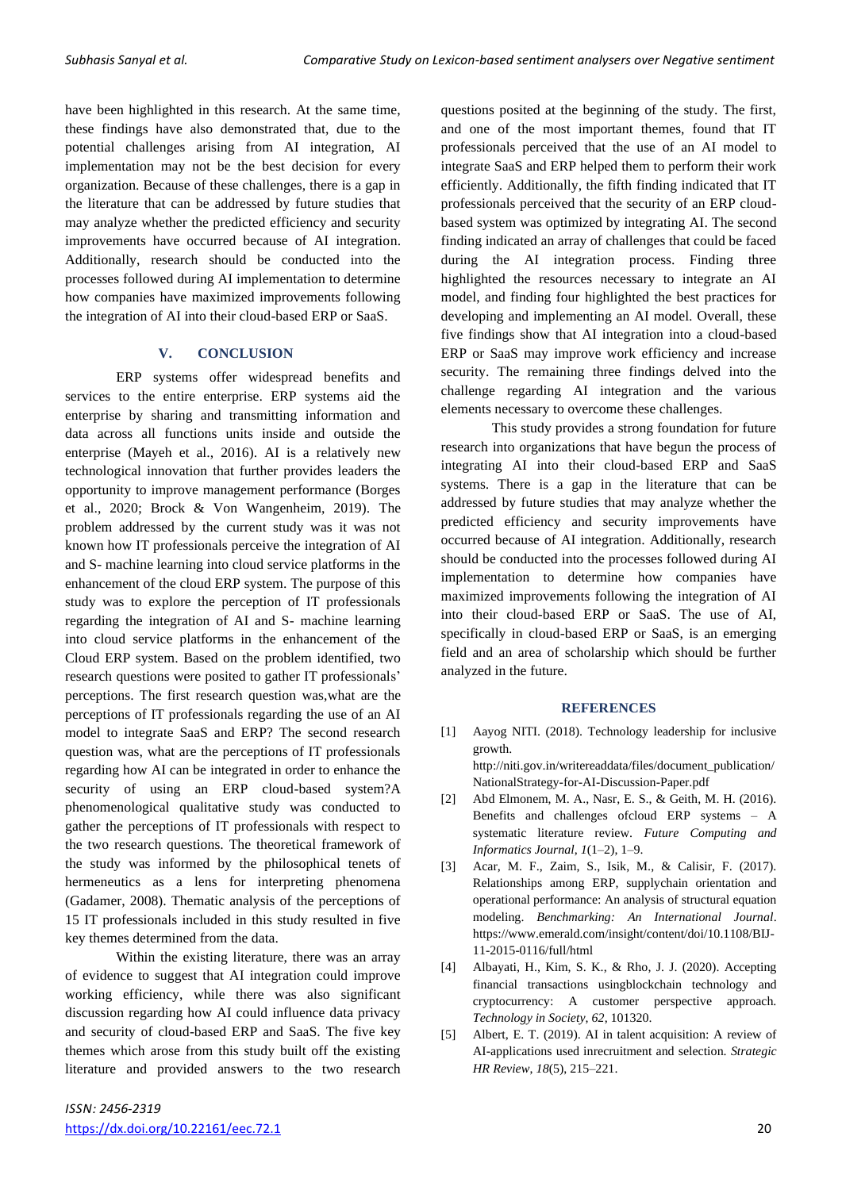have been highlighted in this research. At the same time, these findings have also demonstrated that, due to the potential challenges arising from AI integration, AI implementation may not be the best decision for every organization. Because of these challenges, there is a gap in the literature that can be addressed by future studies that may analyze whether the predicted efficiency and security improvements have occurred because of AI integration. Additionally, research should be conducted into the processes followed during AI implementation to determine how companies have maximized improvements following the integration of AI into their cloud-based ERP or SaaS.

## V. CONCLUSION

ERP systems offer widespread benefits and services to the entire enterprise. ERP systems aid the enterprise by sharing and transmitting information and data across all functions units inside and outside the enterprise (Mayeh et al., 2016). AI is a relatively new technological innovation that further provides leaders the opportunity to improve management performance (Borges et al., 2020; Brock & Von Wangenheim, 2019). The problem addressed by the current study was it was not known how IT professionals perceive the integration of AI and S- machine learning into cloud service platforms in the enhancement of the cloud ERP system. The purpose of this study was to explore the perception of IT professionals regarding the integration of AI and S- machine learning into cloud service platforms in the enhancement of the Cloud ERP system. Based on the problem identified, two research questions were posited to gather IT professionals' perceptions. The first research question was,what are the perceptions of IT professionals regarding the use of an AI model to integrate SaaS and ERP? The second research question was, what are the perceptions of IT professionals regarding how AI can be integrated in order to enhance the security of using an ERP cloud-based system?A phenomenological qualitative study was conducted to gather the perceptions of IT professionals with respect to the two research questions. The theoretical framework of the study was informed by the philosophical tenets of hermeneutics as a lens for interpreting phenomena (Gadamer, 2008). Thematic analysis of the perceptions of 15 IT professionals included in this study resulted in five key themes determined from the data.

Within the existing literature, there was an array of evidence to suggest that AI integration could improve working efficiency, while there was also significant discussion regarding how AI could influence data privacy and security of cloud-based ERP and SaaS. The five key themes which arose from this study built off the existing literature and provided answers to the two research questions posited at the beginning of the study. The first, and one of the most important themes, found that IT professionals perceived that the use of an AI model to integrate SaaS and ERP helped them to perform their work efficiently. Additionally, the fifth finding indicated that IT professionals perceived that the security of an ERP cloud-based system was optimized by integrating AI. The second finding indicated an array of challenges that could be faced during the AI integration process. Finding three highlighted the resources necessary to integrate an AI model, and finding four highlighted the best practices for developing and implementing an AI model. Overall, these five findings show that AI integration into a cloud-based ERP or SaaS may improve work efficiency and increase security. The remaining three findings delved into the challenge regarding AI integration and the various elements necessary to overcome these challenges.

This study provides a strong foundation for future research into organizations that have begun the process of integrating AI into their cloud-based ERP and SaaS systems. There is a gap in the literature that can be addressed by future studies that may analyze whether the predicted efficiency and security improvements have occurred because of AI integration. Additionally, research should be conducted into the processes followed during AI implementation to determine how companies have maximized improvements following the integration of AI into their cloud-based ERP or SaaS. The use of AI, specifically in cloud-based ERP or SaaS, is an emerging field and an area of scholarship which should be further analyzed in the future.

## REFERENCES

[1] Aayog NITI. (2018). Technology leadership for inclusive growth. http://niti.gov.in/writereaddata/files/document_publication/NationalStrategy-for-AI-Discussion-Paper.pdf

[2] Abd Elmonem, M. A., Nasr, E. S., & Geith, M. H. (2016). Benefits and challenges ofcloud ERP systems – A systematic literature review. *Future Computing and Informatics Journal*, *1*(1–2), 1–9.

[3] Acar, M. F., Zaim, S., Isik, M., & Calisir, F. (2017). Relationships among ERP, supplychain orientation and operational performance: An analysis of structural equation modeling. *Benchmarking: An International Journal*. https://www.emerald.com/insight/content/doi/10.1108/BIJ-11-2015-0116/full/html

[4] Albayati, H., Kim, S. K., & Rho, J. J. (2020). Accepting financial transactions usingblockchain technology and cryptocurrency: A customer perspective approach. *Technology in Society*, *62*, 101320.

[5] Albert, E. T. (2019). AI in talent acquisition: A review of AI-applications used inrecruitment and selection. *Strategic HR Review*, *18*(5), 215–221.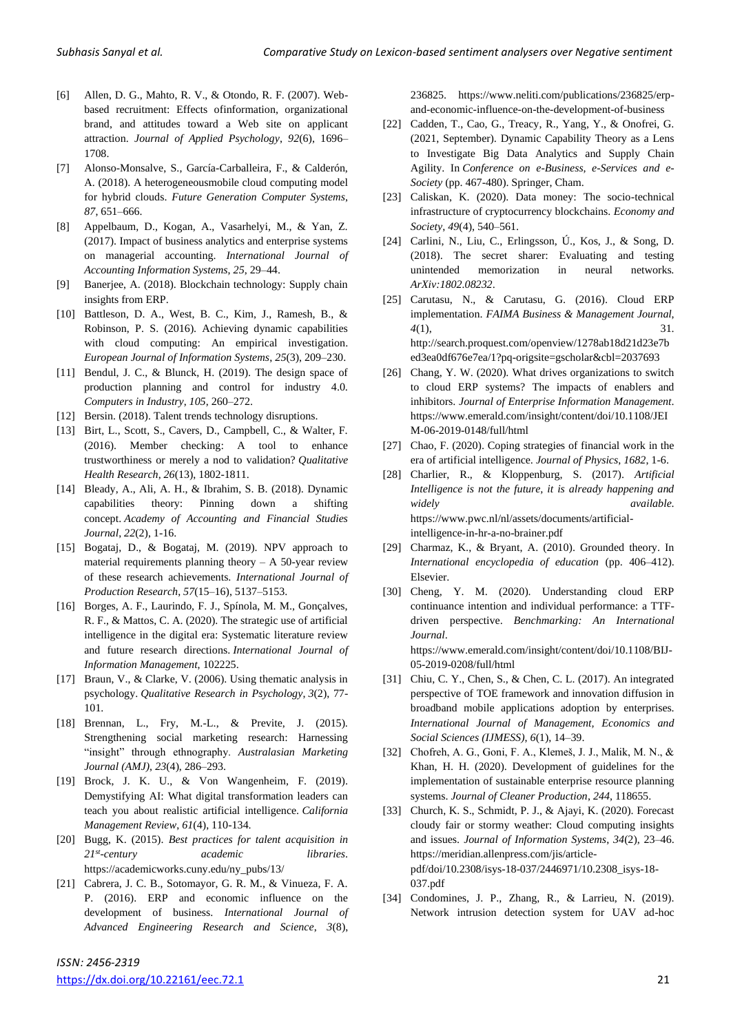[6] Allen, D. G., Mahto, R. V., & Otondo, R. F. (2007). Web-based recruitment: Effects ofinformation, organizational brand, and attitudes toward a Web site on applicant attraction. *Journal of Applied Psychology*, *92*(6), 1696–1708.

[7] Alonso-Monsalve, S., García-Carballeira, F., & Calderón, A. (2018). A heterogeneousmobile cloud computing model for hybrid clouds. *Future Generation Computer Systems*, *87*, 651–666.

[8] Appelbaum, D., Kogan, A., Vasarhelyi, M., & Yan, Z. (2017). Impact of business analytics and enterprise systems on managerial accounting. *International Journal of Accounting Information Systems*, *25*, 29–44.

[9] Banerjee, A. (2018). Blockchain technology: Supply chain insights from ERP.

[10] Battleson, D. A., West, B. C., Kim, J., Ramesh, B., & Robinson, P. S. (2016). Achieving dynamic capabilities with cloud computing: An empirical investigation. *European Journal of Information Systems*, *25*(3), 209–230.

[11] Bendul, J. C., & Blunck, H. (2019). The design space of production planning and control for industry 4.0. *Computers in Industry*, *105*, 260–272.

[12] Bersin. (2018). Talent trends technology disruptions.

[13] Birt, L., Scott, S., Cavers, D., Campbell, C., & Walter, F. (2016). Member checking: A tool to enhance trustworthiness or merely a nod to validation? *Qualitative Health Research*, *26*(13), 1802-1811.

[14] Bleady, A., Ali, A. H., & Ibrahim, S. B. (2018). Dynamic capabilities theory: Pinning down a shifting concept. *Academy of Accounting and Financial Studies Journal*, *22*(2), 1-16.

[15] Bogataj, D., & Bogataj, M. (2019). NPV approach to material requirements planning theory – A 50-year review of these research achievements. *International Journal of Production Research*, *57*(15–16), 5137–5153.

[16] Borges, A. F., Laurindo, F. J., Spínola, M. M., Gonçalves, R. F., & Mattos, C. A. (2020). The strategic use of artificial intelligence in the digital era: Systematic literature review and future research directions. *International Journal of Information Management*, 102225.

[17] Braun, V., & Clarke, V. (2006). Using thematic analysis in psychology. *Qualitative Research in Psychology, 3*(2), 77-101.

[18] Brennan, L., Fry, M.-L., & Previte, J. (2015). Strengthening social marketing research: Harnessing "insight" through ethnography. *Australasian Marketing Journal (AMJ)*, *23*(4), 286–293.

[19] Brock, J. K. U., & Von Wangenheim, F. (2019). Demystifying AI: What digital transformation leaders can teach you about realistic artificial intelligence. *California Management Review*, *61*(4), 110-134.

[20] Bugg, K. (2015). *Best practices for talent acquisition in 21st-century academic libraries*. https://academicworks.cuny.edu/ny_pubs/13/

[21] Cabrera, J. C. B., Sotomayor, G. R. M., & Vinueza, F. A. P. (2016). ERP and economic influence on the development of business. *International Journal of Advanced Engineering Research and Science*, *3*(8), 236825. https://www.neliti.com/publications/236825/erp-and-economic-influence-on-the-development-of-business

[22] Cadden, T., Cao, G., Treacy, R., Yang, Y., & Onofrei, G. (2021, September). Dynamic Capability Theory as a Lens to Investigate Big Data Analytics and Supply Chain Agility. In *Conference on e-Business, e-Services and e-Society* (pp. 467-480). Springer, Cham.

[23] Caliskan, K. (2020). Data money: The socio-technical infrastructure of cryptocurrency blockchains. *Economy and Society*, *49*(4), 540–561.

[24] Carlini, N., Liu, C., Erlingsson, Ú., Kos, J., & Song, D. (2018). The secret sharer: Evaluating and testing unintended memorization in neural networks. *ArXiv:1802.08232*.

[25] Carutasu, N., & Carutasu, G. (2016). Cloud ERP implementation. *FAIMA Business & Management Journal, 4*(1), 31. http://search.proquest.com/openview/1278ab18d21d23e7bed3ea0df676e7ea/1?pq-origsite=gscholar&cbl=2037693

[26] Chang, Y. W. (2020). What drives organizations to switch to cloud ERP systems? The impacts of enablers and inhibitors. *Journal of Enterprise Information Management*. https://www.emerald.com/insight/content/doi/10.1108/JEIM-06-2019-0148/full/html

[27] Chao, F. (2020). Coping strategies of financial work in the era of artificial intelligence. *Journal of Physics*, *1682*, 1-6.

[28] Charlier, R., & Kloppenburg, S. (2017). *Artificial Intelligence is not the future, it is already happening and widely available.* https://www.pwc.nl/nl/assets/documents/artificial-intelligence-in-hr-a-no-brainer.pdf

[29] Charmaz, K., & Bryant, A. (2010). Grounded theory. In *International encyclopedia of education* (pp. 406–412). Elsevier.

[30] Cheng, Y. M. (2020). Understanding cloud ERP continuance intention and individual performance: a TTF-driven perspective. *Benchmarking: An International Journal*. https://www.emerald.com/insight/content/doi/10.1108/BIJ-05-2019-0208/full/html

[31] Chiu, C. Y., Chen, S., & Chen, C. L. (2017). An integrated perspective of TOE framework and innovation diffusion in broadband mobile applications adoption by enterprises. *International Journal of Management, Economics and Social Sciences (IJMESS)*, *6*(1), 14–39.

[32] Chofreh, A. G., Goni, F. A., Klemeš, J. J., Malik, M. N., & Khan, H. H. (2020). Development of guidelines for the implementation of sustainable enterprise resource planning systems. *Journal of Cleaner Production*, *244*, 118655.

[33] Church, K. S., Schmidt, P. J., & Ajayi, K. (2020). Forecast cloudy fair or stormy weather: Cloud computing insights and issues. *Journal of Information Systems*, *34*(2), 23–46. https://meridian.allenpress.com/jis/article-pdf/doi/10.2308/isys-18-037/2446971/10.2308_isys-18-037.pdf

[34] Condomines, J. P., Zhang, R., & Larrieu, N. (2019). Network intrusion detection system for UAV ad-hoc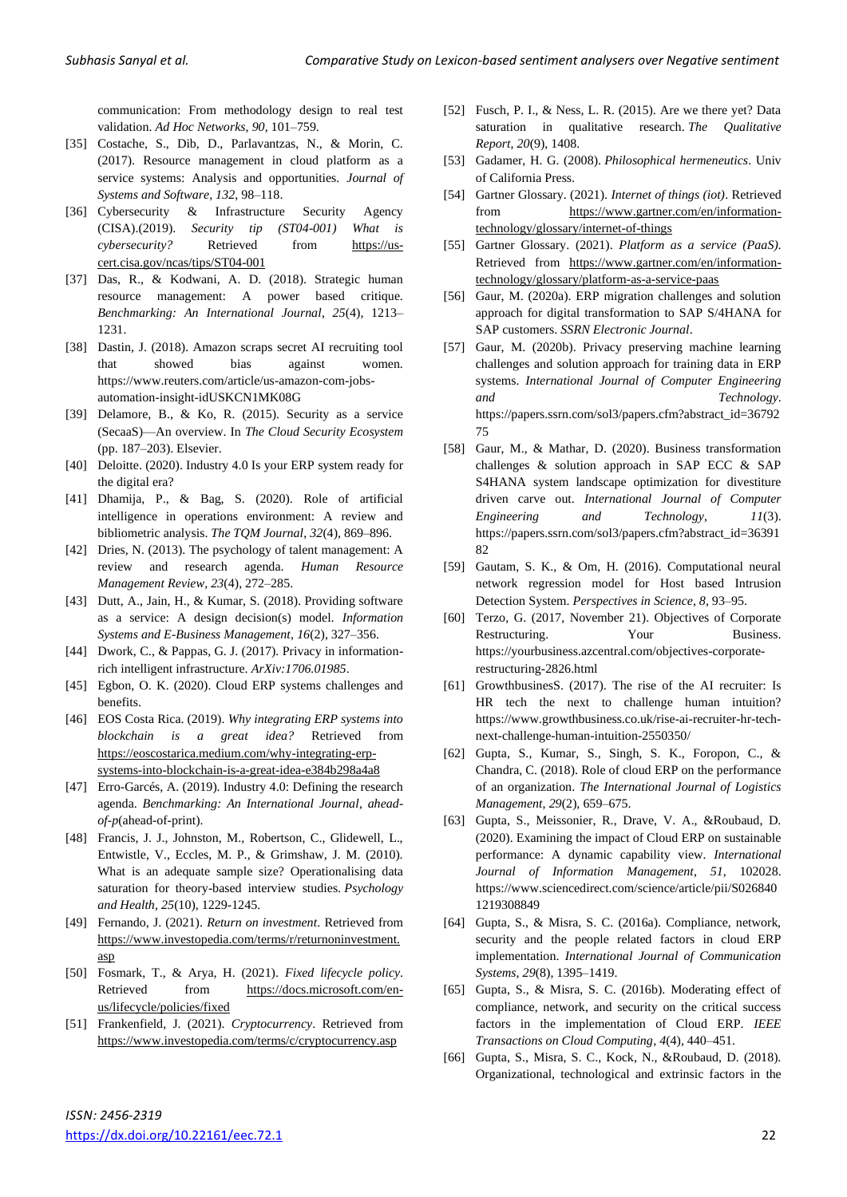communication: From methodology design to real test validation. *Ad Hoc Networks*, *90*, 101–759.

[35] Costache, S., Dib, D., Parlavantzas, N., & Morin, C. (2017). Resource management in cloud platform as a service systems: Analysis and opportunities. *Journal of Systems and Software*, *132*, 98–118.

[36] Cybersecurity & Infrastructure Security Agency (CISA).(2019). *Security tip (ST04-001) What is cybersecurity?* Retrieved from https://us-cert.cisa.gov/ncas/tips/ST04-001

[37] Das, R., & Kodwani, A. D. (2018). Strategic human resource management: A power based critique. *Benchmarking: An International Journal*, *25*(4), 1213–1231.

[38] Dastin, J. (2018). Amazon scraps secret AI recruiting tool that showed bias against women. https://www.reuters.com/article/us-amazon-com-jobs-automation-insight-idUSKCN1MK08G

[39] Delamore, B., & Ko, R. (2015). Security as a service (SecaaS)—An overview. In *The Cloud Security Ecosystem* (pp. 187–203). Elsevier.

[40] Deloitte. (2020). Industry 4.0 Is your ERP system ready for the digital era?

[41] Dhamija, P., & Bag, S. (2020). Role of artificial intelligence in operations environment: A review and bibliometric analysis. *The TQM Journal*, *32*(4), 869–896.

[42] Dries, N. (2013). The psychology of talent management: A review and research agenda. *Human Resource Management Review*, *23*(4), 272–285.

[43] Dutt, A., Jain, H., & Kumar, S. (2018). Providing software as a service: A design decision(s) model. *Information Systems and E-Business Management*, *16*(2), 327–356.

[44] Dwork, C., & Pappas, G. J. (2017). Privacy in information-rich intelligent infrastructure. *ArXiv:1706.01985*.

[45] Egbon, O. K. (2020). Cloud ERP systems challenges and benefits.

[46] EOS Costa Rica. (2019). *Why integrating ERP systems into blockchain is a great idea?* Retrieved from https://eoscostarica.medium.com/why-integrating-erp-systems-into-blockchain-is-a-great-idea-e384b298a4a8

[47] Erro-Garcés, A. (2019). Industry 4.0: Defining the research agenda. *Benchmarking: An International Journal*, *ahead-of-p*(ahead-of-print).

[48] Francis, J. J., Johnston, M., Robertson, C., Glidewell, L., Entwistle, V., Eccles, M. P., & Grimshaw, J. M. (2010). What is an adequate sample size? Operationalising data saturation for theory-based interview studies. *Psychology and Health*, *25*(10), 1229-1245.

[49] Fernando, J. (2021). *Return on investment*. Retrieved from https://www.investopedia.com/terms/r/returnoninvestment.asp

[50] Fosmark, T., & Arya, H. (2021). *Fixed lifecycle policy*. Retrieved from https://docs.microsoft.com/en-us/lifecycle/policies/fixed

[51] Frankenfield, J. (2021). *Cryptocurrency*. Retrieved from https://www.investopedia.com/terms/c/cryptocurrency.asp

[52] Fusch, P. I., & Ness, L. R. (2015). Are we there yet? Data saturation in qualitative research. *The Qualitative Report*, *20*(9), 1408.

[53] Gadamer, H. G. (2008). *Philosophical hermeneutics*. Univ of California Press.

[54] Gartner Glossary. (2021). *Internet of things (iot)*. Retrieved from https://www.gartner.com/en/information-technology/glossary/internet-of-things

[55] Gartner Glossary. (2021). *Platform as a service (PaaS)*. Retrieved from https://www.gartner.com/en/information-technology/glossary/platform-as-a-service-paas

[56] Gaur, M. (2020a). ERP migration challenges and solution approach for digital transformation to SAP S/4HANA for SAP customers. *SSRN Electronic Journal*.

[57] Gaur, M. (2020b). Privacy preserving machine learning challenges and solution approach for training data in ERP systems. *International Journal of Computer Engineering and Technology*. https://papers.ssrn.com/sol3/papers.cfm?abstract_id=3679275

[58] Gaur, M., & Mathar, D. (2020). Business transformation challenges & solution approach in SAP ECC & SAP S4HANA system landscape optimization for divestiture driven carve out. *International Journal of Computer Engineering and Technology*, *11*(3). https://papers.ssrn.com/sol3/papers.cfm?abstract_id=3639182

[59] Gautam, S. K., & Om, H. (2016). Computational neural network regression model for Host based Intrusion Detection System. *Perspectives in Science*, *8*, 93–95.

[60] Terzo, G. (2017, November 21). Objectives of Corporate Restructuring. Your Business. https://yourbusiness.azcentral.com/objectives-corporate-restructuring-2826.html

[61] GrowthbusinesS. (2017). The rise of the AI recruiter: Is HR tech the next to challenge human intuition? https://www.growthbusiness.co.uk/rise-ai-recruiter-hr-tech-next-challenge-human-intuition-2550350/

[62] Gupta, S., Kumar, S., Singh, S. K., Foropon, C., & Chandra, C. (2018). Role of cloud ERP on the performance of an organization. *The International Journal of Logistics Management*, *29*(2), 659–675.

[63] Gupta, S., Meissonier, R., Drave, V. A., &Roubaud, D. (2020). Examining the impact of Cloud ERP on sustainable performance: A dynamic capability view. *International Journal of Information Management*, *51*, 102028. https://www.sciencedirect.com/science/article/pii/S0268401219308849

[64] Gupta, S., & Misra, S. C. (2016a). Compliance, network, security and the people related factors in cloud ERP implementation. *International Journal of Communication Systems*, *29*(8), 1395–1419.

[65] Gupta, S., & Misra, S. C. (2016b). Moderating effect of compliance, network, and security on the critical success factors in the implementation of Cloud ERP. *IEEE Transactions on Cloud Computing*, *4*(4), 440–451.

[66] Gupta, S., Misra, S. C., Kock, N., &Roubaud, D. (2018). Organizational, technological and extrinsic factors in the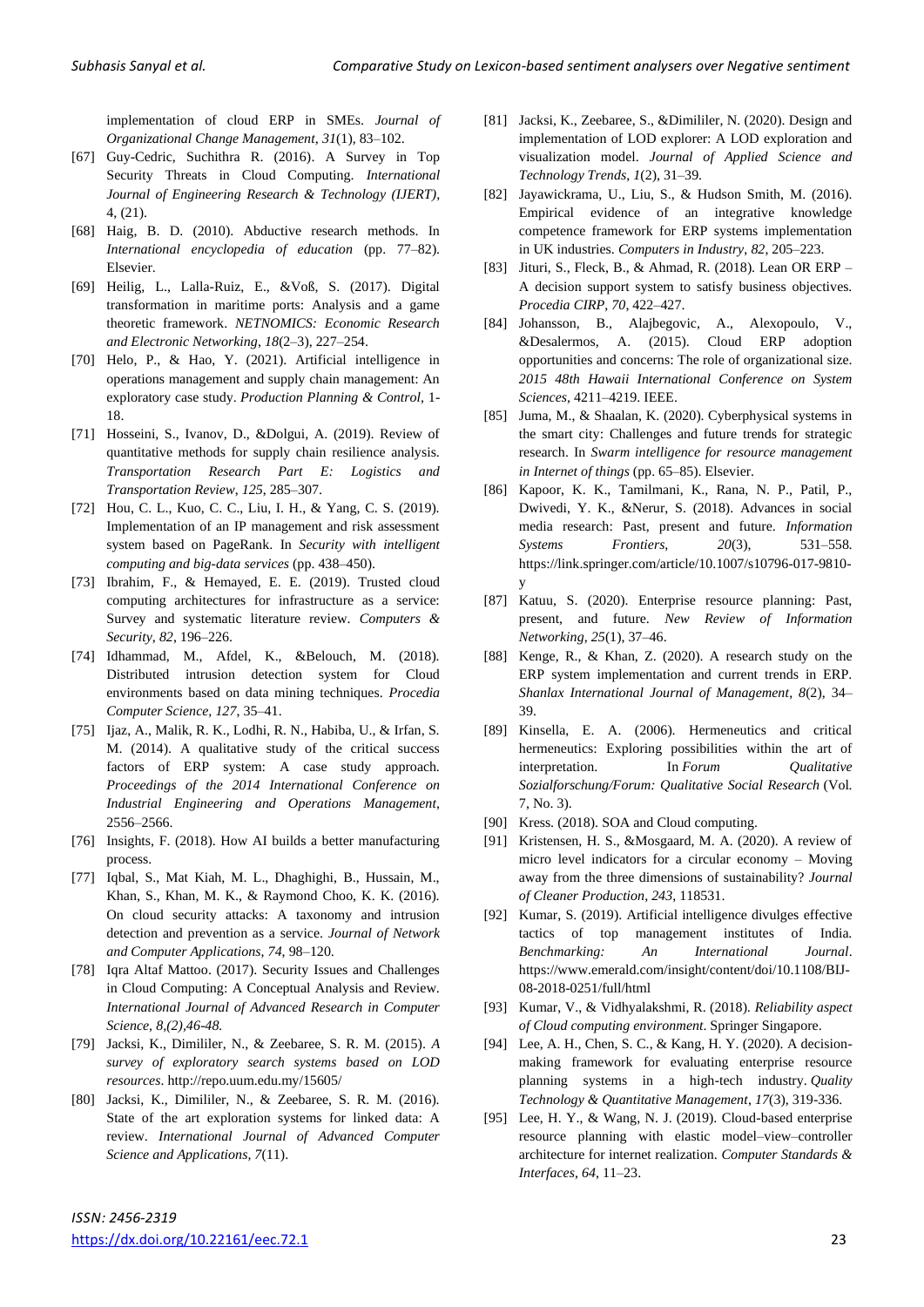implementation of cloud ERP in SMEs. *Journal of Organizational Change Management*, *31*(1), 83–102.

[67] Guy-Cedric, Suchithra R. (2016). A Survey in Top Security Threats in Cloud Computing. *International Journal of Engineering Research & Technology (IJERT)*, 4, (21).

[68] Haig, B. D. (2010). Abductive research methods. In *International encyclopedia of education* (pp. 77–82). Elsevier.

[69] Heilig, L., Lalla-Ruiz, E., &Voß, S. (2017). Digital transformation in maritime ports: Analysis and a game theoretic framework. *NETNOMICS: Economic Research and Electronic Networking*, *18*(2–3), 227–254.

[70] Helo, P., & Hao, Y. (2021). Artificial intelligence in operations management and supply chain management: An exploratory case study. *Production Planning & Control*, 1-18.

[71] Hosseini, S., Ivanov, D., &Dolgui, A. (2019). Review of quantitative methods for supply chain resilience analysis. *Transportation Research Part E: Logistics and Transportation Review*, *125*, 285–307.

[72] Hou, C. L., Kuo, C. C., Liu, I. H., & Yang, C. S. (2019). Implementation of an IP management and risk assessment system based on PageRank. In *Security with intelligent computing and big-data services* (pp. 438–450).

[73] Ibrahim, F., & Hemayed, E. E. (2019). Trusted cloud computing architectures for infrastructure as a service: Survey and systematic literature review. *Computers & Security*, *82*, 196–226.

[74] Idhammad, M., Afdel, K., &Belouch, M. (2018). Distributed intrusion detection system for Cloud environments based on data mining techniques. *Procedia Computer Science*, *127*, 35–41.

[75] Ijaz, A., Malik, R. K., Lodhi, R. N., Habiba, U., & Irfan, S. M. (2014). A qualitative study of the critical success factors of ERP system: A case study approach. *Proceedings of the 2014 International Conference on Industrial Engineering and Operations Management*, 2556–2566.

[76] Insights, F. (2018). How AI builds a better manufacturing process.

[77] Iqbal, S., Mat Kiah, M. L., Dhaghighi, B., Hussain, M., Khan, S., Khan, M. K., & Raymond Choo, K. K. (2016). On cloud security attacks: A taxonomy and intrusion detection and prevention as a service. *Journal of Network and Computer Applications*, *74*, 98–120.

[78] Iqra Altaf Mattoo. (2017). Security Issues and Challenges in Cloud Computing: A Conceptual Analysis and Review. *International Journal of Advanced Research in Computer Science*, *8,(2),46-48.*

[79] Jacksi, K., Dimililer, N., & Zeebaree, S. R. M. (2015). *A survey of exploratory search systems based on LOD resources*. http://repo.uum.edu.my/15605/

[80] Jacksi, K., Dimililer, N., & Zeebaree, S. R. M. (2016). State of the art exploration systems for linked data: A review. *International Journal of Advanced Computer Science and Applications*, *7*(11).

[81] Jacksi, K., Zeebaree, S., &Dimililer, N. (2020). Design and implementation of LOD explorer: A LOD exploration and visualization model. *Journal of Applied Science and Technology Trends*, *1*(2), 31–39.

[82] Jayawickrama, U., Liu, S., & Hudson Smith, M. (2016). Empirical evidence of an integrative knowledge competence framework for ERP systems implementation in UK industries. *Computers in Industry*, *82*, 205–223.

[83] Jituri, S., Fleck, B., & Ahmad, R. (2018). Lean OR ERP – A decision support system to satisfy business objectives. *Procedia CIRP*, *70*, 422–427.

[84] Johansson, B., Alajbegovic, A., Alexopoulo, V., &Desalermos, A. (2015). Cloud ERP adoption opportunities and concerns: The role of organizational size. *2015 48th Hawaii International Conference on System Sciences*, 4211–4219. IEEE.

[85] Juma, M., & Shaalan, K. (2020). Cyberphysical systems in the smart city: Challenges and future trends for strategic research. In *Swarm intelligence for resource management in Internet of things* (pp. 65–85). Elsevier.

[86] Kapoor, K. K., Tamilmani, K., Rana, N. P., Patil, P., Dwivedi, Y. K., &Nerur, S. (2018). Advances in social media research: Past, present and future. *Information Systems Frontiers*, *20*(3), 531–558. https://link.springer.com/article/10.1007/s10796-017-9810-y

[87] Katuu, S. (2020). Enterprise resource planning: Past, present, and future. *New Review of Information Networking*, *25*(1), 37–46.

[88] Kenge, R., & Khan, Z. (2020). A research study on the ERP system implementation and current trends in ERP. *Shanlax International Journal of Management*, *8*(2), 34–39.

[89] Kinsella, E. A. (2006). Hermeneutics and critical hermeneutics: Exploring possibilities within the art of interpretation. In *Forum Qualitative Sozialforschung/Forum: Qualitative Social Research* (Vol. 7, No. 3).

[90] Kress. (2018). SOA and Cloud computing.

[91] Kristensen, H. S., &Mosgaard, M. A. (2020). A review of micro level indicators for a circular economy – Moving away from the three dimensions of sustainability? *Journal of Cleaner Production*, *243*, 118531.

[92] Kumar, S. (2019). Artificial intelligence divulges effective tactics of top management institutes of India. *Benchmarking: An International Journal*. https://www.emerald.com/insight/content/doi/10.1108/BIJ-08-2018-0251/full/html

[93] Kumar, V., & Vidhyalakshmi, R. (2018). *Reliability aspect of Cloud computing environment*. Springer Singapore.

[94] Lee, A. H., Chen, S. C., & Kang, H. Y. (2020). A decision-making framework for evaluating enterprise resource planning systems in a high-tech industry. *Quality Technology & Quantitative Management*, *17*(3), 319-336.

[95] Lee, H. Y., & Wang, N. J. (2019). Cloud-based enterprise resource planning with elastic model–view–controller architecture for internet realization. *Computer Standards & Interfaces*, *64*, 11–23.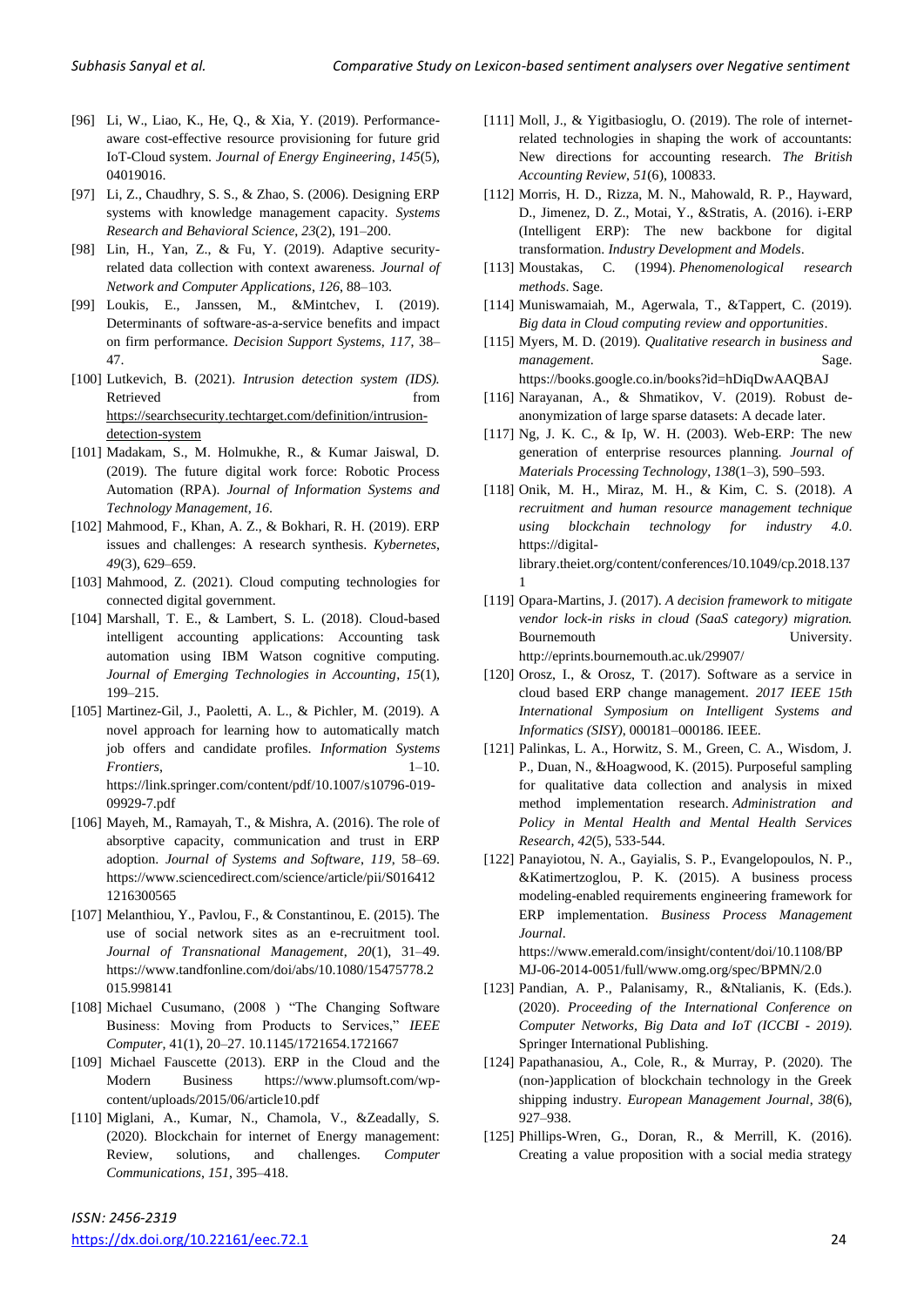[96] Li, W., Liao, K., He, Q., & Xia, Y. (2019). Performance-aware cost-effective resource provisioning for future grid IoT-Cloud system. *Journal of Energy Engineering*, *145*(5), 04019016.

[97] Li, Z., Chaudhry, S. S., & Zhao, S. (2006). Designing ERP systems with knowledge management capacity. *Systems Research and Behavioral Science*, *23*(2), 191–200.

[98] Lin, H., Yan, Z., & Fu, Y. (2019). Adaptive security-related data collection with context awareness. *Journal of Network and Computer Applications*, *126*, 88–103.

[99] Loukis, E., Janssen, M., &Mintchev, I. (2019). Determinants of software-as-a-service benefits and impact on firm performance. *Decision Support Systems*, *117*, 38–47.

[100] Lutkevich, B. (2021). *Intrusion detection system (IDS).* Retrieved from https://searchsecurity.techtarget.com/definition/intrusion-detection-system

[101] Madakam, S., M. Holmukhe, R., & Kumar Jaiswal, D. (2019). The future digital work force: Robotic Process Automation (RPA). *Journal of Information Systems and Technology Management*, *16*.

[102] Mahmood, F., Khan, A. Z., & Bokhari, R. H. (2019). ERP issues and challenges: A research synthesis. *Kybernetes*, *49*(3), 629–659.

[103] Mahmood, Z. (2021). Cloud computing technologies for connected digital government.

[104] Marshall, T. E., & Lambert, S. L. (2018). Cloud-based intelligent accounting applications: Accounting task automation using IBM Watson cognitive computing. *Journal of Emerging Technologies in Accounting*, *15*(1), 199–215.

[105] Martinez-Gil, J., Paoletti, A. L., & Pichler, M. (2019). A novel approach for learning how to automatically match job offers and candidate profiles. *Information Systems Frontiers*, 1–10. https://link.springer.com/content/pdf/10.1007/s10796-019-09929-7.pdf

[106] Mayeh, M., Ramayah, T., & Mishra, A. (2016). The role of absorptive capacity, communication and trust in ERP adoption. *Journal of Systems and Software*, *119*, 58–69. https://www.sciencedirect.com/science/article/pii/S0164121216300565

[107] Melanthiou, Y., Pavlou, F., & Constantinou, E. (2015). The use of social network sites as an e-recruitment tool. *Journal of Transnational Management*, *20*(1), 31–49. https://www.tandfonline.com/doi/abs/10.1080/15475778.2015.998141

[108] Michael Cusumano, (2008 ) "The Changing Software Business: Moving from Products to Services," *IEEE Computer*, 41(1), 20–27. 10.1145/1721654.1721667

[109] Michael Fauscette (2013). ERP in the Cloud and the Modern Business https://www.plumsoft.com/wp-content/uploads/2015/06/article10.pdf

[110] Miglani, A., Kumar, N., Chamola, V., &Zeadally, S. (2020). Blockchain for internet of Energy management: Review, solutions, and challenges. *Computer Communications*, *151*, 395–418.

[111] Moll, J., & Yigitbasioglu, O. (2019). The role of internet-related technologies in shaping the work of accountants: New directions for accounting research. *The British Accounting Review*, *51*(6), 100833.

[112] Morris, H. D., Rizza, M. N., Mahowald, R. P., Hayward, D., Jimenez, D. Z., Motai, Y., &Stratis, A. (2016). i-ERP (Intelligent ERP): The new backbone for digital transformation. *Industry Development and Models*.

[113] Moustakas, C. (1994). *Phenomenological research methods*. Sage.

[114] Muniswamaiah, M., Agerwala, T., &Tappert, C. (2019). *Big data in Cloud computing review and opportunities*.

[115] Myers, M. D. (2019). *Qualitative research in business and management*. Sage. https://books.google.co.in/books?id=hDiqDwAAQBAJ

[116] Narayanan, A., & Shmatikov, V. (2019). Robust de-anonymization of large sparse datasets: A decade later.

[117] Ng, J. K. C., & Ip, W. H. (2003). Web-ERP: The new generation of enterprise resources planning. *Journal of Materials Processing Technology*, *138*(1–3), 590–593.

[118] Onik, M. H., Miraz, M. H., & Kim, C. S. (2018). *A recruitment and human resource management technique using blockchain technology for industry 4.0*. https://digital-library.theiet.org/content/conferences/10.1049/cp.2018.1371

[119] Opara-Martins, J. (2017). *A decision framework to mitigate vendor lock-in risks in cloud (SaaS category) migration.* Bournemouth University. http://eprints.bournemouth.ac.uk/29907/

[120] Orosz, I., & Orosz, T. (2017). Software as a service in cloud based ERP change management. *2017 IEEE 15th International Symposium on Intelligent Systems and Informatics (SISY)*, 000181–000186. IEEE.

[121] Palinkas, L. A., Horwitz, S. M., Green, C. A., Wisdom, J. P., Duan, N., &Hoagwood, K. (2015). Purposeful sampling for qualitative data collection and analysis in mixed method implementation research. *Administration and Policy in Mental Health and Mental Health Services Research*, *42*(5), 533-544.

[122] Panayiotou, N. A., Gayialis, S. P., Evangelopoulos, N. P., &Katimertzoglou, P. K. (2015). A business process modeling-enabled requirements engineering framework for ERP implementation. *Business Process Management Journal*. https://www.emerald.com/insight/content/doi/10.1108/BPMJ-06-2014-0051/full/www.omg.org/spec/BPMN/2.0

[123] Pandian, A. P., Palanisamy, R., &Ntalianis, K. (Eds.). (2020). *Proceeding of the International Conference on Computer Networks, Big Data and IoT (ICCBI - 2019).* Springer International Publishing.

[124] Papathanasiou, A., Cole, R., & Murray, P. (2020). The (non-)application of blockchain technology in the Greek shipping industry. *European Management Journal*, *38*(6), 927–938.

[125] Phillips-Wren, G., Doran, R., & Merrill, K. (2016). Creating a value proposition with a social media strategy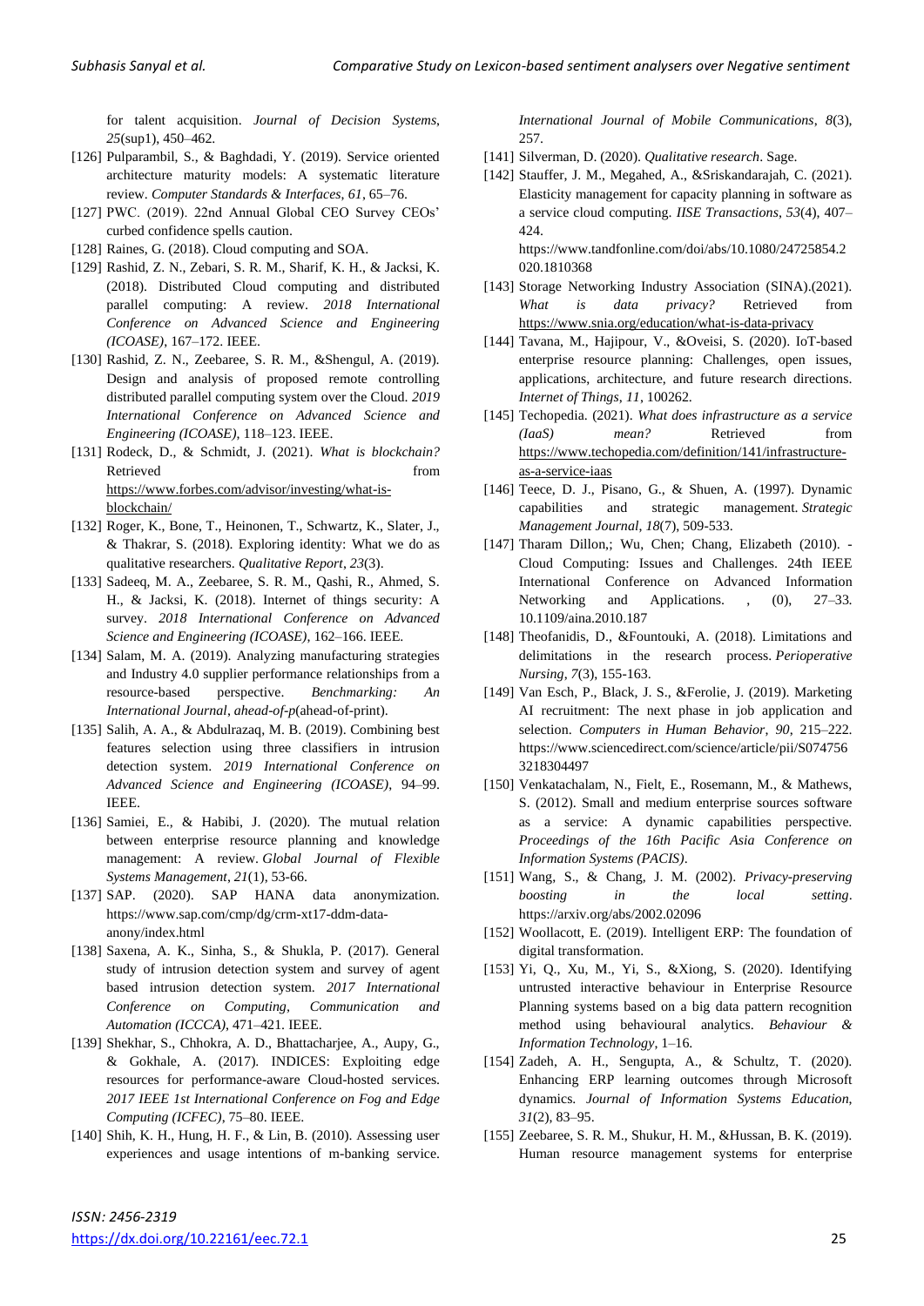for talent acquisition. *Journal of Decision Systems*, *25*(sup1), 450–462.

[126] Pulparambil, S., & Baghdadi, Y. (2019). Service oriented architecture maturity models: A systematic literature review. *Computer Standards & Interfaces*, *61*, 65–76.

[127] PWC. (2019). 22nd Annual Global CEO Survey CEOs' curbed confidence spells caution.

[128] Raines, G. (2018). Cloud computing and SOA.

[129] Rashid, Z. N., Zebari, S. R. M., Sharif, K. H., & Jacksi, K. (2018). Distributed Cloud computing and distributed parallel computing: A review. *2018 International Conference on Advanced Science and Engineering (ICOASE)*, 167–172. IEEE.

[130] Rashid, Z. N., Zeebaree, S. R. M., &Shengul, A. (2019). Design and analysis of proposed remote controlling distributed parallel computing system over the Cloud. *2019 International Conference on Advanced Science and Engineering (ICOASE)*, 118–123. IEEE.

[131] Rodeck, D., & Schmidt, J. (2021). *What is blockchain?* Retrieved from https://www.forbes.com/advisor/investing/what-is-blockchain/

[132] Roger, K., Bone, T., Heinonen, T., Schwartz, K., Slater, J., & Thakrar, S. (2018). Exploring identity: What we do as qualitative researchers. *Qualitative Report*, *23*(3).

[133] Sadeeq, M. A., Zeebaree, S. R. M., Qashi, R., Ahmed, S. H., & Jacksi, K. (2018). Internet of things security: A survey. *2018 International Conference on Advanced Science and Engineering (ICOASE)*, 162–166. IEEE.

[134] Salam, M. A. (2019). Analyzing manufacturing strategies and Industry 4.0 supplier performance relationships from a resource-based perspective. *Benchmarking: An International Journal*, *ahead-of-p*(ahead-of-print).

[135] Salih, A. A., & Abdulrazaq, M. B. (2019). Combining best features selection using three classifiers in intrusion detection system. *2019 International Conference on Advanced Science and Engineering (ICOASE)*, 94–99. IEEE.

[136] Samiei, E., & Habibi, J. (2020). The mutual relation between enterprise resource planning and knowledge management: A review. *Global Journal of Flexible Systems Management*, *21*(1), 53-66.

[137] SAP. (2020). SAP HANA data anonymization. https://www.sap.com/cmp/dg/crm-xt17-ddm-data-anony/index.html

[138] Saxena, A. K., Sinha, S., & Shukla, P. (2017). General study of intrusion detection system and survey of agent based intrusion detection system. *2017 International Conference on Computing, Communication and Automation (ICCCA)*, 471–421. IEEE.

[139] Shekhar, S., Chhokra, A. D., Bhattacharjee, A., Aupy, G., & Gokhale, A. (2017). INDICES: Exploiting edge resources for performance-aware Cloud-hosted services. *2017 IEEE 1st International Conference on Fog and Edge Computing (ICFEC)*, 75–80. IEEE.

[140] Shih, K. H., Hung, H. F., & Lin, B. (2010). Assessing user experiences and usage intentions of m-banking service. *International Journal of Mobile Communications*, *8*(3), 257.

[141] Silverman, D. (2020). *Qualitative research*. Sage.

[142] Stauffer, J. M., Megahed, A., &Sriskandarajah, C. (2021). Elasticity management for capacity planning in software as a service cloud computing. *IISE Transactions*, *53*(4), 407–424. https://www.tandfonline.com/doi/abs/10.1080/24725854.2020.1810368

[143] Storage Networking Industry Association (SINA).(2021). *What is data privacy?* Retrieved from https://www.snia.org/education/what-is-data-privacy

[144] Tavana, M., Hajipour, V., &Oveisi, S. (2020). IoT-based enterprise resource planning: Challenges, open issues, applications, architecture, and future research directions. *Internet of Things*, *11*, 100262.

[145] Techopedia. (2021). *What does infrastructure as a service (IaaS) mean?* Retrieved from https://www.techopedia.com/definition/141/infrastructure-as-a-service-iaas

[146] Teece, D. J., Pisano, G., & Shuen, A. (1997). Dynamic capabilities and strategic management. *Strategic Management Journal*, *18*(7), 509-533.

[147] Tharam Dillon,; Wu, Chen; Chang, Elizabeth (2010). - Cloud Computing: Issues and Challenges. 24th IEEE International Conference on Advanced Information Networking and Applications. , (0), 27–33. 10.1109/aina.2010.187

[148] Theofanidis, D., &Fountouki, A. (2018). Limitations and delimitations in the research process. *Perioperative Nursing*, *7*(3), 155-163.

[149] Van Esch, P., Black, J. S., &Ferolie, J. (2019). Marketing AI recruitment: The next phase in job application and selection. *Computers in Human Behavior*, *90*, 215–222. https://www.sciencedirect.com/science/article/pii/S0747563218304497

[150] Venkatachalam, N., Fielt, E., Rosemann, M., & Mathews, S. (2012). Small and medium enterprise sources software as a service: A dynamic capabilities perspective. *Proceedings of the 16th Pacific Asia Conference on Information Systems (PACIS)*.

[151] Wang, S., & Chang, J. M. (2002). *Privacy-preserving boosting in the local setting*. https://arxiv.org/abs/2002.02096

[152] Woollacott, E. (2019). Intelligent ERP: The foundation of digital transformation.

[153] Yi, Q., Xu, M., Yi, S., &Xiong, S. (2020). Identifying untrusted interactive behaviour in Enterprise Resource Planning systems based on a big data pattern recognition method using behavioural analytics. *Behaviour & Information Technology*, 1–16.

[154] Zadeh, A. H., Sengupta, A., & Schultz, T. (2020). Enhancing ERP learning outcomes through Microsoft dynamics. *Journal of Information Systems Education*, *31*(2), 83–95.

[155] Zeebaree, S. R. M., Shukur, H. M., &Hussan, B. K. (2019). Human resource management systems for enterprise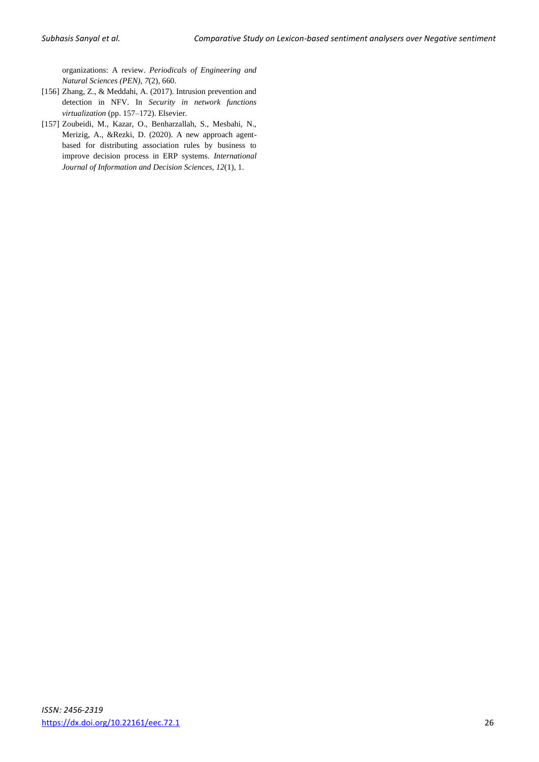organizations: A review. *Periodicals of Engineering and Natural Sciences (PEN)*, *7*(2), 660.

[156] Zhang, Z., & Meddahi, A. (2017). Intrusion prevention and detection in NFV. In *Security in network functions virtualization* (pp. 157–172). Elsevier.

[157] Zoubeidi, M., Kazar, O., Benharzallah, S., Mesbahi, N., Merizig, A., &Rezki, D. (2020). A new approach agent-based for distributing association rules by business to improve decision process in ERP systems. *International Journal of Information and Decision Sciences*, *12*(1), 1.